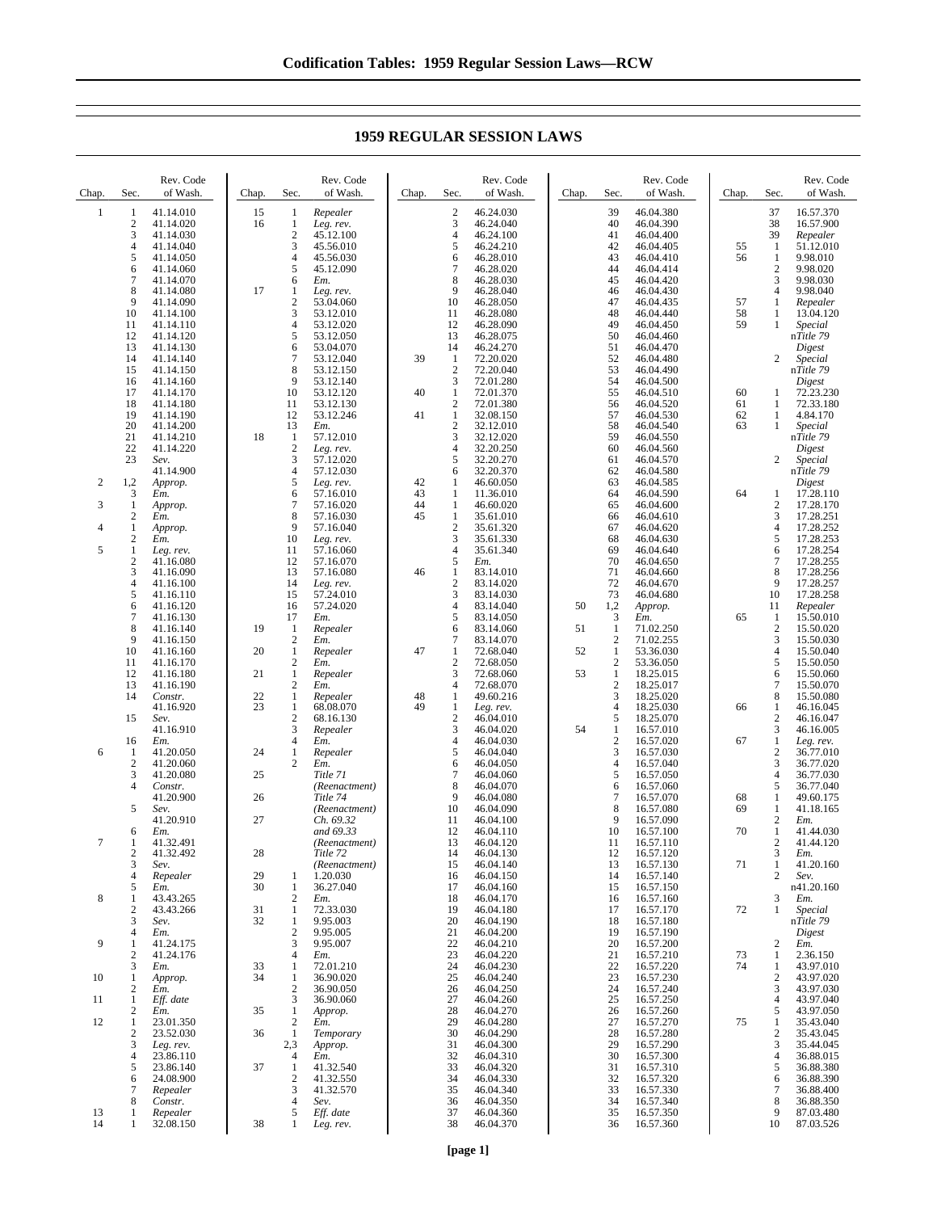# 1959 REGULAR SESSION LAWS

| Chap. | Sec. | Rev. Code of Wash. |
|---|---|---|
| 1 | 1 | 41.14.010 |
| | 2 | 41.14.020 |
| | 3 | 41.14.030 |
| | 4 | 41.14.040 |
| | 5 | 41.14.050 |
| | 6 | 41.14.060 |
| | 7 | 41.14.070 |
| | 8 | 41.14.080 |
| | 9 | 41.14.090 |
| | 10 | 41.14.100 |
| | 11 | 41.14.110 |
| | 12 | 41.14.120 |
| | 13 | 41.14.130 |
| | 14 | 41.14.140 |
| | 15 | 41.14.150 |
| | 16 | 41.14.160 |
| | 17 | 41.14.170 |
| | 18 | 41.14.180 |
| | 19 | 41.14.190 |
| | 20 | 41.14.200 |
| | 21 | 41.14.210 |
| | 22 | 41.14.220 |
| | 23 | *Sev.* 41.14.900 |
| 2 | 1,2 | *Approp.* |
| | 3 | *Em.* |
| 3 | 1 | *Approp.* |
| | 2 | *Em.* |
| 4 | 1 | *Approp.* |
| | 2 | *Em.* |
| 5 | 1 | *Leg. rev.* |
| | 2 | 41.16.080 |
| | 3 | 41.16.090 |
| | 4 | 41.16.100 |
| | 5 | 41.16.110 |
| | 6 | 41.16.120 |
| | 7 | 41.16.130 |
| | 8 | 41.16.140 |
| | 9 | 41.16.150 |
| | 10 | 41.16.160 |
| | 11 | 41.16.170 |
| | 12 | 41.16.180 |
| | 13 | 41.16.190 |
| | 14 | *Constr.* 41.16.920 |
| | 15 | *Sev.* 41.16.910 |
| | 16 | *Em.* |
| 6 | 1 | 41.20.050 |
| | 2 | 41.20.060 |
| | 3 | 41.20.080 |
| | 4 | *Constr.* 41.20.900 |
| | 5 | *Sev.* 41.20.910 |
| | 6 | *Em.* |
| 7 | 1 | 41.32.491 |
| | 2 | 41.32.492 |
| | 3 | *Sev.* |
| | 4 | *Repealer* |
| | 5 | *Em.* |
| 8 | 1 | 43.43.265 |
| | 2 | 43.43.266 |
| | 3 | *Sev.* |
| | 4 | *Em.* |
| 9 | 1 | 41.24.175 |
| | 2 | 41.24.176 |
| | 3 | *Em.* |
| 10 | 1 | *Approp.* |
| | 2 | *Em.* |
| 11 | 1 | *Eff. date* |
| | 2 | *Em.* |
| 12 | 1 | 23.01.350 |
| | 2 | 23.52.030 |
| | 3 | *Leg. rev.* |
| | 4 | 23.86.110 |
| | 5 | 23.86.140 |
| | 6 | 24.08.900 |
| | 7 | *Repealer* |
| | 8 | *Constr.* |
| 13 | 1 | *Repealer* |
| 14 | 1 | 32.08.150 |
| 15 | 1 | *Repealer* |
| 16 | 1 | *Leg. rev.* |
| | 2 | 45.12.100 |
| | 3 | 45.56.010 |
| | 4 | 45.56.030 |
| | 5 | 45.12.090 |
| | 6 | *Em.* |
| 17 | 1 | *Leg. rev.* |
| | 2 | 53.04.060 |
| | 3 | 53.12.010 |
| | 4 | 53.12.020 |
| | 5 | 53.12.050 |
| | 6 | 53.04.070 |
| | 7 | 53.12.040 |
| | 8 | 53.12.150 |
| | 9 | 53.12.140 |
| | 10 | 53.12.120 |
| | 11 | 53.12.130 |
| | 12 | 53.12.246 |
| | 13 | *Em.* |
| 18 | 1 | 57.12.010 |
| | 2 | *Leg. rev.* |
| | 3 | 57.12.020 |
| | 4 | 57.12.030 |
| | 5 | *Leg. rev.* |
| | 6 | 57.16.010 |
| | 7 | 57.16.020 |
| | 8 | 57.16.030 |
| | 9 | 57.16.040 |
| | 10 | *Leg. rev.* |
| | 11 | 57.16.060 |
| | 12 | 57.16.070 |
| | 13 | 57.16.080 |
| | 14 | *Leg. rev.* |
| | 15 | 57.24.010 |
| | 16 | 57.24.020 |
| | 17 | *Em.* |
| 19 | 1 | *Repealer* |
| | 2 | *Em.* |
| 20 | 1 | *Repealer* |
| | 2 | *Em.* |
| 21 | 1 | *Repealer* |
| | 2 | *Em.* |
| 22 | 1 | *Repealer* |
| 23 | 1 | 68.08.070 |
| | 2 | 68.16.130 |
| | 3 | *Repealer* |
| | 4 | *Em.* |
| 24 | 1 | *Repealer* |
| | 2 | *Em.* |
| 25 | | *Title 71 (Reenactment)* |
| 26 | | *Title 74 (Reenactment)* |
| 27 | | *Ch. 69.32 and 69.33 (Reenactment)* |
| 28 | | *Title 72 (Reenactment)* |
| 29 | 1 | 1.20.030 |
| 30 | 1 | 36.27.040 |
| | 2 | *Em.* |
| 31 | 1 | 72.33.030 |
| 32 | 1 | 9.95.003 |
| | 2 | 9.95.005 |
| | 3 | 9.95.007 |
| | 4 | *Em.* |
| 33 | 1 | 72.01.210 |
| 34 | 1 | 36.90.020 |
| | 2 | 36.90.050 |
| | 3 | 36.90.060 |
| 35 | 1 | *Approp.* |
| | 2 | *Em.* |
| 36 | 1 | *Temporary* |
| | 2,3 | *Approp.* |
| | 4 | *Em.* |
| 37 | 1 | 41.32.540 |
| | 2 | 41.32.550 |
| | 3 | 41.32.570 |
| | 4 | *Sev.* |
| | 5 | *Eff. date* |
| 38 | 1 | *Leg. rev.* |
| | 2 | 46.24.030 |
| | 3 | 46.24.040 |
| | 4 | 46.24.100 |
| | 5 | 46.24.210 |
| | 6 | 46.28.010 |
| | 7 | 46.28.020 |
| | 8 | 46.28.030 |
| | 9 | 46.28.040 |
| | 10 | 46.28.050 |
| | 11 | 46.28.080 |
| | 12 | 46.28.090 |
| | 13 | 46.28.075 |
| | 14 | 46.24.270 |
| 39 | 1 | 72.20.020 |
| | 2 | 72.20.040 |
| | 3 | 72.01.280 |
| 40 | 1 | 72.01.370 |
| | 2 | 72.01.380 |
| 41 | 1 | 32.08.150 |
| | 2 | 32.12.010 |
| | 3 | 32.12.020 |
| | 4 | 32.20.250 |
| | 5 | 32.20.270 |
| | 6 | 32.20.370 |
| 42 | 1 | 46.60.050 |
| 43 | 1 | 11.36.010 |
| 44 | 1 | 46.60.020 |
| 45 | 1 | 35.61.010 |
| | 2 | 35.61.320 |
| | 3 | 35.61.330 |
| | 4 | 35.61.340 |
| | 5 | *Em.* |
| 46 | 1 | 83.14.010 |
| | 2 | 83.14.020 |
| | 3 | 83.14.030 |
| | 4 | 83.14.040 |
| | 5 | 83.14.050 |
| | 6 | 83.14.060 |
| | 7 | 83.14.070 |
| 47 | 1 | 72.68.040 |
| | 2 | 72.68.050 |
| | 3 | 72.68.060 |
| | 4 | 72.68.070 |
| 48 | 1 | 49.60.216 |
| 49 | 1 | *Leg. rev.* |
| | 2 | 46.04.010 |
| | 3 | 46.04.020 |
| | 4 | 46.04.030 |
| | 5 | 46.04.040 |
| | 6 | 46.04.050 |
| | 7 | 46.04.060 |
| | 8 | 46.04.070 |
| | 9 | 46.04.080 |
| | 10 | 46.04.090 |
| | 11 | 46.04.100 |
| | 12 | 46.04.110 |
| | 13 | 46.04.120 |
| | 14 | 46.04.130 |
| | 15 | 46.04.140 |
| | 16 | 46.04.150 |
| | 17 | 46.04.160 |
| | 18 | 46.04.170 |
| | 19 | 46.04.180 |
| | 20 | 46.04.190 |
| | 21 | 46.04.200 |
| | 22 | 46.04.210 |
| | 23 | 46.04.220 |
| | 24 | 46.04.230 |
| | 25 | 46.04.240 |
| | 26 | 46.04.250 |
| | 27 | 46.04.260 |
| | 28 | 46.04.270 |
| | 29 | 46.04.280 |
| | 30 | 46.04.290 |
| | 31 | 46.04.300 |
| | 32 | 46.04.310 |
| | 33 | 46.04.320 |
| | 34 | 46.04.330 |
| | 35 | 46.04.340 |
| | 36 | 46.04.350 |
| | 37 | 46.04.360 |
| | 38 | 46.04.370 |
| | 39 | 46.04.380 |
| | 40 | 46.04.390 |
| | 41 | 46.04.400 |
| | 42 | 46.04.405 |
| | 43 | 46.04.410 |
| | 44 | 46.04.414 |
| | 45 | 46.04.420 |
| | 46 | 46.04.430 |
| | 47 | 46.04.435 |
| | 48 | 46.04.440 |
| | 49 | 46.04.450 |
| | 50 | 46.04.460 |
| | 51 | 46.04.470 |
| | 52 | 46.04.480 |
| | 53 | 46.04.490 |
| | 54 | 46.04.500 |
| | 55 | 46.04.510 |
| | 56 | 46.04.520 |
| | 57 | 46.04.530 |
| | 58 | 46.04.540 |
| | 59 | 46.04.550 |
| | 60 | 46.04.560 |
| | 61 | 46.04.570 |
| | 62 | 46.04.580 |
| | 63 | 46.04.585 |
| | 64 | 46.04.590 |
| | 65 | 46.04.600 |
| | 66 | 46.04.610 |
| | 67 | 46.04.620 |
| | 68 | 46.04.630 |
| | 69 | 46.04.640 |
| | 70 | 46.04.650 |
| | 71 | 46.04.660 |
| | 72 | 46.04.670 |
| | 73 | 46.04.680 |
| 50 | 1,2 | *Approp.* |
| | 3 | *Em.* |
| 51 | 1 | 71.02.250 |
| | 2 | 71.02.255 |
| 52 | 1 | 53.36.030 |
| | 2 | 53.36.050 |
| 53 | 1 | 18.25.015 |
| | 2 | 18.25.017 |
| | 3 | 18.25.020 |
| | 4 | 18.25.030 |
| | 5 | 18.25.070 |
| 54 | 1 | 16.57.010 |
| | 2 | 16.57.020 |
| | 3 | 16.57.030 |
| | 4 | 16.57.040 |
| | 5 | 16.57.050 |
| | 6 | 16.57.060 |
| | 7 | 16.57.070 |
| | 8 | 16.57.080 |
| | 9 | 16.57.090 |
| | 10 | 16.57.100 |
| | 11 | 16.57.110 |
| | 12 | 16.57.120 |
| | 13 | 16.57.130 |
| | 14 | 16.57.140 |
| | 15 | 16.57.150 |
| | 16 | 16.57.160 |
| | 17 | 16.57.170 |
| | 18 | 16.57.180 |
| | 19 | 16.57.190 |
| | 20 | 16.57.200 |
| | 21 | 16.57.210 |
| | 22 | 16.57.220 |
| | 23 | 16.57.230 |
| | 24 | 16.57.240 |
| | 25 | 16.57.250 |
| | 26 | 16.57.260 |
| | 27 | 16.57.270 |
| | 28 | 16.57.280 |
| | 29 | 16.57.290 |
| | 30 | 16.57.300 |
| | 31 | 16.57.310 |
| | 32 | 16.57.320 |
| | 33 | 16.57.330 |
| | 34 | 16.57.340 |
| | 35 | 16.57.350 |
| | 36 | 16.57.360 |
| | 37 | 16.57.370 |
| | 38 | 16.57.900 |
| | 39 | *Repealer* |
| 55 | 1 | 51.12.010 |
| 56 | 1 | 9.98.010 |
| | 2 | 9.98.020 |
| | 3 | 9.98.030 |
| | 4 | 9.98.040 |
| 57 | 1 | *Repealer* |
| 58 | 1 | 13.04.120 |
| 59 | 1 | *Special* n*Title 79 Digest* |
| | 2 | *Special* n*Title 79 Digest* |
| 60 | 1 | 72.23.230 |
| 61 | 1 | 72.33.180 |
| 62 | 1 | 4.84.170 |
| 63 | 1 | *Special* n*Title 79 Digest* |
| | 2 | *Special* n*Title 79 Digest* |
| 64 | 1 | 17.28.110 |
| | 2 | 17.28.170 |
| | 3 | 17.28.251 |
| | 4 | 17.28.252 |
| | 5 | 17.28.253 |
| | 6 | 17.28.254 |
| | 7 | 17.28.255 |
| | 8 | 17.28.256 |
| | 9 | 17.28.257 |
| | 10 | 17.28.258 |
| | 11 | *Repealer* |
| 65 | 1 | 15.50.010 |
| | 2 | 15.50.020 |
| | 3 | 15.50.030 |
| | 4 | 15.50.040 |
| | 5 | 15.50.050 |
| | 6 | 15.50.060 |
| | 7 | 15.50.070 |
| | 8 | 15.50.080 |
| 66 | 1 | 46.16.045 |
| | 2 | 46.16.047 |
| | 3 | 46.16.005 |
| 67 | 1 | *Leg. rev.* |
| | 2 | 36.77.010 |
| | 3 | 36.77.020 |
| | 4 | 36.77.030 |
| | 5 | 36.77.040 |
| 68 | 1 | 49.60.175 |
| 69 | 1 | 41.18.165 |
| | 2 | *Em.* |
| 70 | 1 | 41.44.030 |
| | 2 | 41.44.120 |
| | 3 | *Em.* |
| 71 | 1 | 41.20.160 |
| | 2 | *Sev.* n41.20.160 |
| | 3 | *Em.* |
| 72 | 1 | *Special* n*Title 79 Digest* |
| | 2 | *Em.* |
| 73 | 1 | 2.36.150 |
| 74 | 1 | 43.97.010 |
| | 2 | 43.97.020 |
| | 3 | 43.97.030 |
| | 4 | 43.97.040 |
| | 5 | 43.97.050 |
| 75 | 1 | 35.43.040 |
| | 2 | 35.43.045 |
| | 3 | 35.44.045 |
| | 4 | 36.88.015 |
| | 5 | 36.88.380 |
| | 6 | 36.88.390 |
| | 7 | 36.88.400 |
| | 8 | 36.88.350 |
| | 9 | 87.03.480 |
| | 10 | 87.03.526 |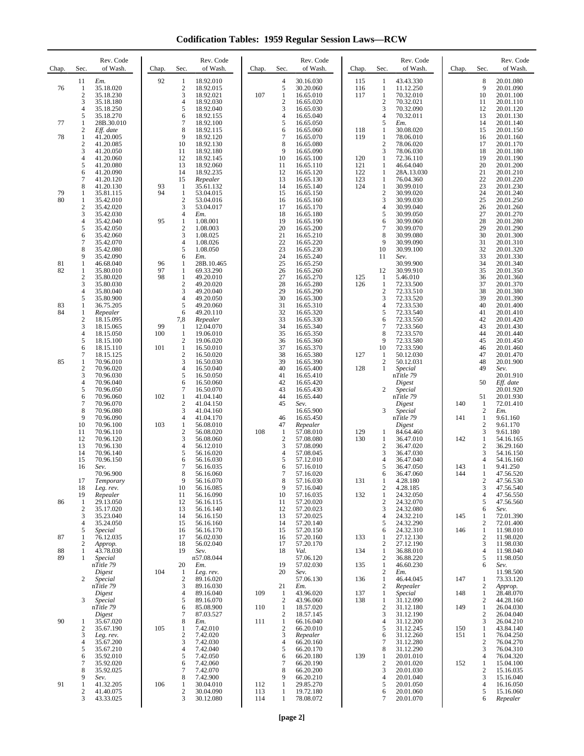# Codification Tables: 1959 Regular Session Laws—RCW

| Chap. | Sec. | Rev. Code of Wash. |
|---|---|---|
| | 11 | *Em.* |
| 76 | 1 | 35.18.020 |
| | 2 | 35.18.230 |
| | 3 | 35.18.180 |
| | 4 | 35.18.250 |
| | 5 | 35.18.270 |
| 77 | 1 | 28B.30.010 |
| | 2 | *Eff. date* |
| 78 | 1 | 41.20.005 |
| | 2 | 41.20.085 |
| | 3 | 41.20.050 |
| | 4 | 41.20.060 |
| | 5 | 41.20.080 |
| | 6 | 41.20.090 |
| | 7 | 41.20.120 |
| | 8 | 41.20.130 |
| 79 | 1 | 35.81.115 |
| 80 | 1 | 35.42.010 |
| | 2 | 35.42.020 |
| | 3 | 35.42.030 |
| | 4 | 35.42.040 |
| | 5 | 35.42.050 |
| | 6 | 35.42.060 |
| | 7 | 35.42.070 |
| | 8 | 35.42.080 |
| | 9 | 35.42.090 |
| 81 | 1 | 46.68.040 |
| 82 | 1 | 35.80.010 |
| | 2 | 35.80.020 |
| | 3 | 35.80.030 |
| | 4 | 35.80.040 |
| | 5 | 35.80.900 |
| 83 | 1 | 36.75.205 |
| 84 | 1 | *Repealer* |
| | 2 | 18.15.095 |
| | 3 | 18.15.065 |
| | 4 | 18.15.050 |
| | 5 | 18.15.100 |
| | 6 | 18.15.110 |
| | 7 | 18.15.125 |
| 85 | 1 | 70.96.010 |
| | 2 | 70.96.020 |
| | 3 | 70.96.030 |
| | 4 | 70.96.040 |
| | 5 | 70.96.050 |
| | 6 | 70.96.060 |
| | 7 | 70.96.070 |
| | 8 | 70.96.080 |
| | 9 | 70.96.090 |
| | 10 | 70.96.100 |
| | 11 | 70.96.110 |
| | 12 | 70.96.120 |
| | 13 | 70.96.130 |
| | 14 | 70.96.140 |
| | 15 | 70.96.150 |
| | 16 | *Sev.* 70.96.900 |
| | 17 | *Temporary* |
| | 18 | *Leg. rev.* |
| | 19 | *Repealer* |
| 86 | 1 | 29.13.050 |
| | 2 | 35.17.020 |
| | 3 | 35.23.040 |
| | 4 | 35.24.050 |
| | 5 | *Special* |
| 87 | 1 | 76.12.035 |
| | 2 | *Approp.* |
| 88 | 1 | 43.78.030 |
| 89 | 1 | *Special* nTitle 79 *Digest* |
| | 2 | *Special* nTitle 79 *Digest* |
| | 3 | *Special* nTitle 79 *Digest* |
| 90 | 1 | 35.67.020 |
| | 2 | 35.67.190 |
| | 3 | *Leg. rev.* |
| | 4 | 35.67.200 |
| | 5 | 35.67.210 |
| | 6 | 35.92.010 |
| | 7 | 35.92.020 |
| | 8 | 35.92.025 |
| | 9 | *Sev.* |
| 91 | 1 | 41.32.205 |
| | 2 | 41.40.075 |
| | 3 | 43.33.025 |
| 92 | 1 | 18.92.010 |
| | 2 | 18.92.015 |
| | 3 | 18.92.021 |
| | 4 | 18.92.030 |
| | 5 | 18.92.040 |
| | 6 | 18.92.155 |
| | 7 | 18.92.100 |
| | 8 | 18.92.115 |
| | 9 | 18.92.120 |
| | 10 | 18.92.130 |
| | 11 | 18.92.180 |
| | 12 | 18.92.145 |
| | 13 | 18.92.060 |
| | 14 | 18.92.235 |
| | 15 | *Repealer* |
| 93 | 1 | 35.61.132 |
| 94 | 1 | 53.04.015 |
| | 2 | 53.04.016 |
| | 3 | 53.04.017 |
| | 4 | *Em.* |
| 95 | 1 | 1.08.001 |
| | 2 | 1.08.003 |
| | 3 | 1.08.025 |
| | 4 | 1.08.026 |
| | 5 | 1.08.050 |
| | 6 | *Em.* |
| 96 | 1 | 28B.10.465 |
| 97 | 1 | 69.33.290 |
| 98 | 1 | 49.20.010 |
| | 2 | 49.20.020 |
| | 3 | 49.20.040 |
| | 4 | 49.20.050 |
| | 5 | 49.20.060 |
| | 6 | 49.20.110 |
| | 7,8 | *Repealer* |
| 99 | 1 | 12.04.070 |
| 100 | 1 | 19.06.010 |
| | 2 | 19.06.020 |
| 101 | 1 | 16.50.010 |
| | 2 | 16.50.020 |
| | 3 | 16.50.030 |
| | 4 | 16.50.040 |
| | 5 | 16.50.050 |
| | 6 | 16.50.060 |
| | 7 | 16.50.070 |
| 102 | 1 | 41.04.140 |
| | 2 | 41.04.150 |
| | 3 | 41.04.160 |
| | 4 | 41.04.170 |
| 103 | 1 | 56.08.010 |
| | 2 | 56.08.020 |
| | 3 | 56.08.060 |
| | 4 | 56.12.010 |
| | 5 | 56.16.020 |
| | 6 | 56.16.030 |
| | 7 | 56.16.035 |
| | 8 | 56.16.060 |
| | 9 | 56.16.070 |
| | 10 | 56.16.085 |
| | 11 | 56.16.090 |
| | 12 | 56.16.115 |
| | 13 | 56.16.140 |
| | 14 | 56.16.150 |
| | 15 | 56.16.160 |
| | 16 | 56.16.170 |
| | 17 | 56.02.030 |
| | 18 | 56.02.040 |
| | 19 | *Sev.* n57.08.044 |
| | 20 | *Em.* |
| 104 | 1 | *Leg. rev.* |
| | 2 | 89.16.020 |
| | 3 | 89.16.030 |
| | 4 | 89.16.040 |
| | 5 | 89.16.070 |
| | 6 | 85.08.900 |
| | 7 | 87.03.527 |
| | 8 | *Em.* |
| 105 | 1 | 7.42.010 |
| | 2 | 7.42.020 |
| | 3 | 7.42.030 |
| | 4 | 7.42.040 |
| | 5 | 7.42.050 |
| | 6 | 7.42.060 |
| | 7 | 7.42.070 |
| | 8 | 7.42.900 |
| 106 | 1 | 30.04.010 |
| | 2 | 30.04.090 |
| | 3 | 30.12.080 |
| | 4 | 30.16.030 |
| | 5 | 30.20.060 |
| 107 | 1 | 16.65.010 |
| | 2 | 16.65.020 |
| | 3 | 16.65.030 |
| | 4 | 16.65.040 |
| | 5 | 16.65.050 |
| | 6 | 16.65.060 |
| | 7 | 16.65.070 |
| | 8 | 16.65.080 |
| | 9 | 16.65.090 |
| | 10 | 16.65.100 |
| | 11 | 16.65.110 |
| | 12 | 16.65.120 |
| | 13 | 16.65.130 |
| | 14 | 16.65.140 |
| | 15 | 16.65.150 |
| | 16 | 16.65.160 |
| | 17 | 16.65.170 |
| | 18 | 16.65.180 |
| | 19 | 16.65.190 |
| | 20 | 16.65.200 |
| | 21 | 16.65.210 |
| | 22 | 16.65.220 |
| | 23 | 16.65.230 |
| | 24 | 16.65.240 |
| | 25 | 16.65.250 |
| | 26 | 16.65.260 |
| | 27 | 16.65.270 |
| | 28 | 16.65.280 |
| | 29 | 16.65.290 |
| | 30 | 16.65.300 |
| | 31 | 16.65.310 |
| | 32 | 16.65.320 |
| | 33 | 16.65.330 |
| | 34 | 16.65.340 |
| | 35 | 16.65.350 |
| | 36 | 16.65.360 |
| | 37 | 16.65.370 |
| | 38 | 16.65.380 |
| | 39 | 16.65.390 |
| | 40 | 16.65.400 |
| | 41 | 16.65.410 |
| | 42 | 16.65.420 |
| | 43 | 16.65.430 |
| | 44 | 16.65.440 |
| | 45 | *Sev.* 16.65.900 |
| | 46 | 16.65.450 |
| | 47 | *Repealer* |
| 108 | 1 | 57.08.010 |
| | 2 | 57.08.080 |
| | 3 | 57.08.090 |
| | 4 | 57.08.045 |
| | 5 | 57.12.010 |
| | 6 | 57.16.010 |
| | 7 | 57.16.020 |
| | 8 | 57.16.030 |
| | 9 | 57.16.040 |
| | 10 | 57.16.035 |
| | 11 | 57.20.020 |
| | 12 | 57.20.023 |
| | 13 | 57.20.025 |
| | 14 | 57.20.140 |
| | 15 | 57.20.150 |
| | 16 | 57.20.160 |
| | 17 | 57.20.170 |
| | 18 | *Val.* 57.06.120 |
| | 19 | 57.02.030 |
| | 20 | *Sev.* 57.06.130 |
| | 21 | *Em.* |
| 109 | 1 | 43.96.020 |
| | 2 | 43.96.060 |
| 110 | 1 | 18.57.020 |
| | 2 | 18.57.145 |
| 111 | 1 | 66.16.040 |
| | 2 | 66.20.010 |
| | 3 | *Repealer* |
| | 4 | 66.20.160 |
| | 5 | 66.20.170 |
| | 6 | 66.20.180 |
| | 7 | 66.20.190 |
| | 8 | 66.20.200 |
| | 9 | 66.20.210 |
| 112 | 1 | 29.85.270 |
| 113 | 1 | 19.72.180 |
| 114 | 1 | 78.08.072 |
| 115 | 1 | 43.43.330 |
| 116 | 1 | 11.12.250 |
| 117 | 1 | 70.32.010 |
| | 2 | 70.32.021 |
| | 3 | 70.32.090 |
| | 4 | 70.32.011 |
| | 5 | *Em.* |
| 118 | 1 | 30.08.020 |
| 119 | 1 | 78.06.010 |
| | 2 | 78.06.020 |
| | 3 | 78.06.030 |
| 120 | 1 | 72.36.110 |
| 121 | 1 | 46.64.040 |
| 122 | 1 | 28A.13.030 |
| 123 | 1 | 76.04.360 |
| 124 | 1 | 30.99.010 |
| | 2 | 30.99.020 |
| | 3 | 30.99.030 |
| | 4 | 30.99.040 |
| | 5 | 30.99.050 |
| | 6 | 30.99.060 |
| | 7 | 30.99.070 |
| | 8 | 30.99.080 |
| | 9 | 30.99.090 |
| | 10 | 30.99.100 |
| | 11 | *Sev.* 30.99.900 |
| | 12 | 30.99.910 |
| 125 | 1 | 5.46.010 |
| 126 | 1 | 72.33.500 |
| | 2 | 72.33.510 |
| | 3 | 72.33.520 |
| | 4 | 72.33.530 |
| | 5 | 72.33.540 |
| | 6 | 72.33.550 |
| | 7 | 72.33.560 |
| | 8 | 72.33.570 |
| | 9 | 72.33.580 |
| | 10 | 72.33.590 |
| 127 | 1 | 50.12.030 |
| | 2 | 50.12.031 |
| 128 | 1 | *Special* nTitle 79 *Digest* |
| | 2 | *Special* nTitle 79 *Digest* |
| | 3 | *Special* nTitle 79 *Digest* |
| 129 | 1 | 84.64.460 |
| 130 | 1 | 36.47.010 |
| | 2 | 36.47.020 |
| | 3 | 36.47.030 |
| | 4 | 36.47.040 |
| | 5 | 36.47.050 |
| | 6 | 36.47.060 |
| 131 | 1 | 4.28.180 |
| | 2 | 4.28.185 |
| 132 | 1 | 24.32.050 |
| | 2 | 24.32.070 |
| | 3 | 24.32.080 |
| | 4 | 24.32.210 |
| | 5 | 24.32.290 |
| | 6 | 24.32.310 |
| 133 | 1 | 27.12.130 |
| | 2 | 27.12.190 |
| 134 | 1 | 36.88.010 |
| | 2 | 36.88.220 |
| 135 | 1 | 46.60.230 |
| | 2 | *Em.* |
| 136 | 1 | 46.44.045 |
| | 2 | *Repealer* |
| 137 | 1 | *Special* |
| 138 | 1 | 31.12.090 |
| | 2 | 31.12.180 |
| | 3 | 31.12.190 |
| | 4 | 31.12.200 |
| | 5 | 31.12.245 |
| | 6 | 31.12.260 |
| | 7 | 31.12.280 |
| | 8 | 31.12.290 |
| 139 | 1 | 20.01.010 |
| | 2 | 20.01.020 |
| | 3 | 20.01.030 |
| | 4 | 20.01.040 |
| | 5 | 20.01.050 |
| | 6 | 20.01.060 |
| | 7 | 20.01.070 |
| | 8 | 20.01.080 |
| | 9 | 20.01.090 |
| | 10 | 20.01.100 |
| | 11 | 20.01.110 |
| | 12 | 20.01.120 |
| | 13 | 20.01.130 |
| | 14 | 20.01.140 |
| | 15 | 20.01.150 |
| | 16 | 20.01.160 |
| | 17 | 20.01.170 |
| | 18 | 20.01.180 |
| | 19 | 20.01.190 |
| | 20 | 20.01.200 |
| | 21 | 20.01.210 |
| | 22 | 20.01.220 |
| | 23 | 20.01.230 |
| | 24 | 20.01.240 |
| | 25 | 20.01.250 |
| | 26 | 20.01.260 |
| | 27 | 20.01.270 |
| | 28 | 20.01.280 |
| | 29 | 20.01.290 |
| | 30 | 20.01.300 |
| | 31 | 20.01.310 |
| | 32 | 20.01.320 |
| | 33 | 20.01.330 |
| | 34 | 20.01.340 |
| | 35 | 20.01.350 |
| | 36 | 20.01.360 |
| | 37 | 20.01.370 |
| | 38 | 20.01.380 |
| | 39 | 20.01.390 |
| | 40 | 20.01.400 |
| | 41 | 20.01.410 |
| | 42 | 20.01.420 |
| | 43 | 20.01.430 |
| | 44 | 20.01.440 |
| | 45 | 20.01.450 |
| | 46 | 20.01.460 |
| | 47 | 20.01.470 |
| | 48 | 20.01.900 |
| | 49 | *Sev.* 20.01.910 |
| | 50 | *Eff. date* 20.01.920 |
| | 51 | 20.01.930 |
| 140 | 1 | 72.01.410 |
| | 2 | *Em.* |
| 141 | 1 | 9.61.160 |
| | 2 | 9.61.170 |
| | 3 | 9.61.180 |
| 142 | 1 | 54.16.165 |
| | 2 | 36.29.160 |
| | 3 | 54.16.150 |
| | 4 | 54.16.160 |
| 143 | 1 | 9.41.250 |
| 144 | 1 | 47.56.520 |
| | 2 | 47.56.530 |
| | 3 | 47.56.540 |
| | 4 | 47.56.550 |
| | 5 | 47.56.560 |
| | 6 | *Sev.* |
| 145 | 1 | 72.01.390 |
| | 2 | 72.01.400 |
| 146 | 1 | 11.98.010 |
| | 2 | 11.98.020 |
| | 3 | 11.98.030 |
| | 4 | 11.98.040 |
| | 5 | 11.98.050 |
| | 6 | *Sev.* 11.98.500 |
| 147 | 1 | 73.33.120 |
| | 2 | *Approp.* |
| 148 | 1 | 28.48.070 |
| | 2 | 44.28.160 |
| 149 | 1 | 26.04.030 |
| | 2 | 26.04.040 |
| | 3 | 26.04.210 |
| 150 | 1 | 43.84.140 |
| 151 | 1 | 76.04.250 |
| | 2 | 76.04.270 |
| | 3 | 76.04.310 |
| | 4 | 76.04.320 |
| 152 | 1 | 15.04.100 |
| | 2 | 15.16.035 |
| | 3 | 15.16.040 |
| | 4 | 16.16.050 |
| | 5 | 15.16.060 |
| | 6 | *Repealer* |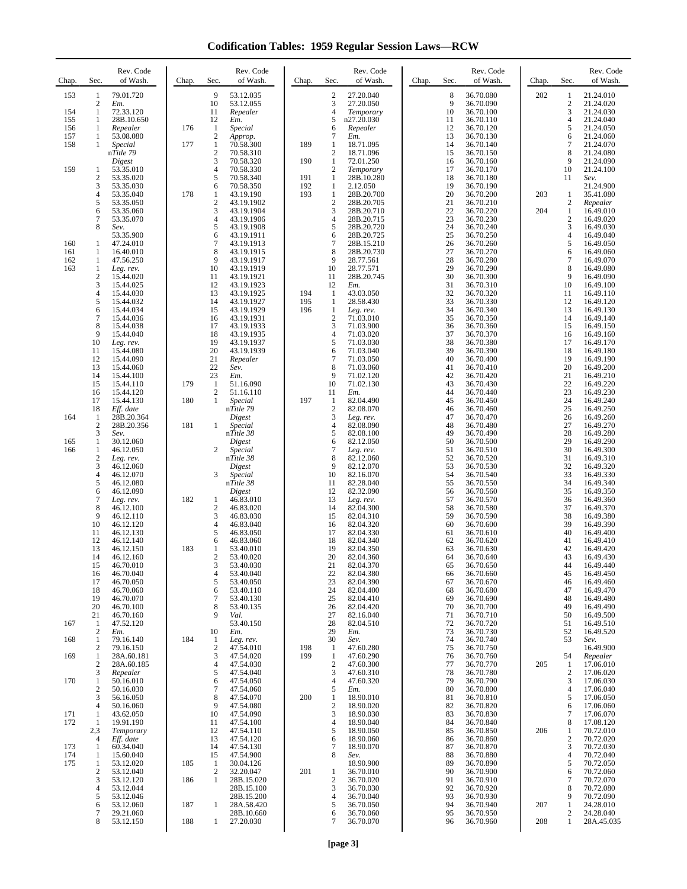# Codification Tables: 1959 Regular Session Laws—RCW

| Chap. | Sec. | Rev. Code of Wash. |
|---|---|---|
| 153 | 1 | 79.01.720 |
| | 2 | *Em.* |
| 154 | 1 | 72.33.120 |
| 155 | 1 | 28B.10.650 |
| 156 | 1 | *Repealer* |
| 157 | 1 | 53.08.080 |
| 158 | 1 | *Special* |
| | | n*Title 79* |
| | | *Digest* |
| 159 | 1 | 53.35.010 |
| | 2 | 53.35.020 |
| | 3 | 53.35.030 |
| | 4 | 53.35.040 |
| | 5 | 53.35.050 |
| | 6 | 53.35.060 |
| | 7 | 53.35.070 |
| | 8 | *Sev.* |
| | | 53.35.900 |
| 160 | 1 | 47.24.010 |
| 161 | 1 | 16.40.010 |
| 162 | 1 | 47.56.250 |
| 163 | 1 | *Leg. rev.* |
| | 2 | 15.44.020 |
| | 3 | 15.44.025 |
| | 4 | 15.44.030 |
| | 5 | 15.44.032 |
| | 6 | 15.44.034 |
| | 7 | 15.44.036 |
| | 8 | 15.44.038 |
| | 9 | 15.44.040 |
| | 10 | *Leg. rev.* |
| | 11 | 15.44.080 |
| | 12 | 15.44.090 |
| | 13 | 15.44.060 |
| | 14 | 15.44.100 |
| | 15 | 15.44.110 |
| | 16 | 15.44.120 |
| | 17 | 15.44.130 |
| | 18 | *Eff. date* |
| 164 | 1 | 28B.20.364 |
| | 2 | 28B.20.356 |
| | 3 | *Sev.* |
| 165 | 1 | 30.12.060 |
| 166 | 1 | 46.12.050 |
| | 2 | *Leg. rev.* |
| | 3 | 46.12.060 |
| | 4 | 46.12.070 |
| | 5 | 46.12.080 |
| | 6 | 46.12.090 |
| | 7 | *Leg. rev.* |
| | 8 | 46.12.100 |
| | 9 | 46.12.110 |
| | 10 | 46.12.120 |
| | 11 | 46.12.130 |
| | 12 | 46.12.140 |
| | 13 | 46.12.150 |
| | 14 | 46.12.160 |
| | 15 | 46.70.010 |
| | 16 | 46.70.040 |
| | 17 | 46.70.050 |
| | 18 | 46.70.060 |
| | 19 | 46.70.070 |
| | 20 | 46.70.100 |
| | 21 | 46.70.160 |
| 167 | 1 | 47.52.120 |
| | 2 | *Em.* |
| 168 | 1 | 79.16.140 |
| | 2 | 79.16.150 |
| 169 | 1 | 28A.60.181 |
| | 2 | 28A.60.185 |
| | 3 | *Repealer* |
| 170 | 1 | 50.16.010 |
| | 2 | 50.16.030 |
| | 3 | 56.16.050 |
| | 4 | 50.16.060 |
| 171 | 1 | 43.62.050 |
| 172 | 1 | 19.91.190 |
| | 2,3 | *Temporary* |
| | 4 | *Eff. date* |
| 173 | 1 | 60.34.040 |
| 174 | 1 | 15.60.040 |
| 175 | 1 | 53.12.020 |
| | 2 | 53.12.040 |
| | 3 | 53.12.120 |
| | 4 | 53.12.044 |
| | 5 | 53.12.046 |
| | 6 | 53.12.060 |
| | 7 | 29.21.060 |
| | 8 | 53.12.150 |
| | 9 | 53.12.035 |
| | 10 | 53.12.055 |
| | 11 | *Repealer* |
| | 12 | *Em.* |
| 176 | 1 | *Special* |
| | 2 | *Approp.* |
| 177 | 1 | 70.58.300 |
| | 2 | 70.58.310 |
| | 3 | 70.58.320 |
| | 4 | 70.58.330 |
| | 5 | 70.58.340 |
| | 6 | 70.58.350 |
| 178 | 1 | 43.19.190 |
| | 2 | 43.19.1902 |
| | 3 | 43.19.1904 |
| | 4 | 43.19.1906 |
| | 5 | 43.19.1908 |
| | 6 | 43.19.1911 |
| | 7 | 43.19.1913 |
| | 8 | 43.19.1915 |
| | 9 | 43.19.1917 |
| | 10 | 43.19.1919 |
| | 11 | 43.19.1921 |
| | 12 | 43.19.1923 |
| | 13 | 43.19.1925 |
| | 14 | 43.19.1927 |
| | 15 | 43.19.1929 |
| | 16 | 43.19.1931 |
| | 17 | 43.19.1933 |
| | 18 | 43.19.1935 |
| | 19 | 43.19.1937 |
| | 20 | 43.19.1939 |
| | 21 | *Repealer* |
| | 22 | *Sev.* |
| | 23 | *Em.* |
| 179 | 1 | 51.16.090 |
| | 2 | 51.16.110 |
| 180 | 1 | *Special* |
| | | n*Title 79* |
| | | *Digest* |
| 181 | 1 | *Special* |
| | | n*Title 38* |
| | | *Digest* |
| | 2 | *Special* |
| | | n*Title 38* |
| | | *Digest* |
| | 3 | *Special* |
| | | n*Title 38* |
| | | *Digest* |
| 182 | 1 | 46.83.010 |
| | 2 | 46.83.020 |
| | 3 | 46.83.030 |
| | 4 | 46.83.040 |
| | 5 | 46.83.050 |
| | 6 | 46.83.060 |
| 183 | 1 | 53.40.010 |
| | 2 | 53.40.020 |
| | 3 | 53.40.030 |
| | 4 | 53.40.040 |
| | 5 | 53.40.050 |
| | 6 | 53.40.110 |
| | 7 | 53.40.130 |
| | 8 | 53.40.135 |
| | 9 | *Val.* |
| | | 53.40.150 |
| | 10 | *Em.* |
| 184 | 1 | *Leg. rev.* |
| | 2 | 47.54.010 |
| | 3 | 47.54.020 |
| | 4 | 47.54.030 |
| | 5 | 47.54.040 |
| | 6 | 47.54.050 |
| | 7 | 47.54.060 |
| | 8 | 47.54.070 |
| | 9 | 47.54.080 |
| | 10 | 47.54.090 |
| | 11 | 47.54.100 |
| | 12 | 47.54.110 |
| | 13 | 47.54.120 |
| | 14 | 47.54.130 |
| | 15 | 47.54.900 |
| 185 | 1 | 30.04.126 |
| | 2 | 32.20.047 |
| 186 | 1 | 28B.15.020 |
| | | 28B.15.100 |
| | | 28B.15.200 |
| 187 | 1 | 28A.58.420 |
| | | 28B.10.660 |
| 188 | 1 | 27.20.030 |
| | 2 | 27.20.040 |
| | 3 | 27.20.050 |
| | 4 | *Temporary* |
| | 5 | n27.20.030 |
| | 6 | *Repealer* |
| | 7 | *Em.* |
| 189 | 1 | 18.71.095 |
| | 2 | 18.71.096 |
| 190 | 1 | 72.01.250 |
| | 2 | *Temporary* |
| 191 | 1 | 28B.10.280 |
| 192 | 1 | 2.12.050 |
| 193 | 1 | 28B.20.700 |
| | 2 | 28B.20.705 |
| | 3 | 28B.20.710 |
| | 4 | 28B.20.715 |
| | 5 | 28B.20.720 |
| | 6 | 28B.20.725 |
| | 7 | 28B.15.210 |
| | 8 | 28B.20.730 |
| | 9 | 28.77.561 |
| | 10 | 28.77.571 |
| | 11 | 28B.20.745 |
| | 12 | *Em.* |
| 194 | 1 | 43.03.050 |
| 195 | 1 | 28.58.430 |
| 196 | 1 | *Leg. rev.* |
| | 2 | 71.03.010 |
| | 3 | 71.03.900 |
| | 4 | 71.03.020 |
| | 5 | 71.03.030 |
| | 6 | 71.03.040 |
| | 7 | 71.03.050 |
| | 8 | 71.03.060 |
| | 9 | 71.02.120 |
| | 10 | 71.02.130 |
| | 11 | *Em.* |
| 197 | 1 | 82.04.490 |
| | 2 | 82.08.070 |
| | 3 | *Leg. rev.* |
| | 4 | 82.08.090 |
| | 5 | 82.08.100 |
| | 6 | 82.12.050 |
| | 7 | *Leg. rev.* |
| | 8 | 82.12.060 |
| | 9 | 82.12.070 |
| | 10 | 82.16.070 |
| | 11 | 82.28.040 |
| | 12 | 82.32.090 |
| | 13 | *Leg. rev.* |
| | 14 | 82.04.300 |
| | 15 | 82.04.310 |
| | 16 | 82.04.320 |
| | 17 | 82.04.330 |
| | 18 | 82.04.340 |
| | 19 | 82.04.350 |
| | 20 | 82.04.360 |
| | 21 | 82.04.370 |
| | 22 | 82.04.380 |
| | 23 | 82.04.390 |
| | 24 | 82.04.400 |
| | 25 | 82.04.410 |
| | 26 | 82.04.420 |
| | 27 | 82.16.040 |
| | 28 | 82.04.510 |
| | 29 | *Em.* |
| | 30 | *Sev.* |
| 198 | 1 | 47.60.280 |
| 199 | 1 | 47.60.290 |
| | 2 | 47.60.300 |
| | 3 | 47.60.310 |
| | 4 | 47.60.320 |
| | 5 | *Em.* |
| 200 | 1 | 18.90.010 |
| | 2 | 18.90.020 |
| | 3 | 18.90.030 |
| | 4 | 18.90.040 |
| | 5 | 18.90.050 |
| | 6 | 18.90.060 |
| | 7 | 18.90.070 |
| | 8 | *Sev.* |
| | | 18.90.900 |
| 201 | 1 | 36.70.010 |
| | 2 | 36.70.020 |
| | 3 | 36.70.030 |
| | 4 | 36.70.040 |
| | 5 | 36.70.050 |
| | 6 | 36.70.060 |
| | 7 | 36.70.070 |
| | 8 | 36.70.080 |
| | 9 | 36.70.090 |
| | 10 | 36.70.100 |
| | 11 | 36.70.110 |
| | 12 | 36.70.120 |
| | 13 | 36.70.130 |
| | 14 | 36.70.140 |
| | 15 | 36.70.150 |
| | 16 | 36.70.160 |
| | 17 | 36.70.170 |
| | 18 | 36.70.180 |
| | 19 | 36.70.190 |
| | 20 | 36.70.200 |
| | 21 | 36.70.210 |
| | 22 | 36.70.220 |
| | 23 | 36.70.230 |
| | 24 | 36.70.240 |
| | 25 | 36.70.250 |
| | 26 | 36.70.260 |
| | 27 | 36.70.270 |
| | 28 | 36.70.280 |
| | 29 | 36.70.290 |
| | 30 | 36.70.300 |
| | 31 | 36.70.310 |
| | 32 | 36.70.320 |
| | 33 | 36.70.330 |
| | 34 | 36.70.340 |
| | 35 | 36.70.350 |
| | 36 | 36.70.360 |
| | 37 | 36.70.370 |
| | 38 | 36.70.380 |
| | 39 | 36.70.390 |
| | 40 | 36.70.400 |
| | 41 | 36.70.410 |
| | 42 | 36.70.420 |
| | 43 | 36.70.430 |
| | 44 | 36.70.440 |
| | 45 | 36.70.450 |
| | 46 | 36.70.460 |
| | 47 | 36.70.470 |
| | 48 | 36.70.480 |
| | 49 | 36.70.490 |
| | 50 | 36.70.500 |
| | 51 | 36.70.510 |
| | 52 | 36.70.520 |
| | 53 | 36.70.530 |
| | 54 | 36.70.540 |
| | 55 | 36.70.550 |
| | 56 | 36.70.560 |
| | 57 | 36.70.570 |
| | 58 | 36.70.580 |
| | 59 | 36.70.590 |
| | 60 | 36.70.600 |
| | 61 | 36.70.610 |
| | 62 | 36.70.620 |
| | 63 | 36.70.630 |
| | 64 | 36.70.640 |
| | 65 | 36.70.650 |
| | 66 | 36.70.660 |
| | 67 | 36.70.670 |
| | 68 | 36.70.680 |
| | 69 | 36.70.690 |
| | 70 | 36.70.700 |
| | 71 | 36.70.710 |
| | 72 | 36.70.720 |
| | 73 | 36.70.730 |
| | 74 | 36.70.740 |
| | 75 | 36.70.750 |
| | 76 | 36.70.760 |
| | 77 | 36.70.770 |
| | 78 | 36.70.780 |
| | 79 | 36.70.790 |
| | 80 | 36.70.800 |
| | 81 | 36.70.810 |
| | 82 | 36.70.820 |
| | 83 | 36.70.830 |
| | 84 | 36.70.840 |
| | 85 | 36.70.850 |
| | 86 | 36.70.860 |
| | 87 | 36.70.870 |
| | 88 | 36.70.880 |
| | 89 | 36.70.890 |
| | 90 | 36.70.900 |
| | 91 | 36.70.910 |
| | 92 | 36.70.920 |
| | 93 | 36.70.930 |
| | 94 | 36.70.940 |
| | 95 | 36.70.950 |
| | 96 | 36.70.960 |
| 202 | 1 | 21.24.010 |
| | 2 | 21.24.020 |
| | 3 | 21.24.030 |
| | 4 | 21.24.040 |
| | 5 | 21.24.050 |
| | 6 | 21.24.060 |
| | 7 | 21.24.070 |
| | 8 | 21.24.080 |
| | 9 | 21.24.090 |
| | 10 | 21.24.100 |
| | 11 | *Sev.* |
| | | 21.24.900 |
| 203 | 1 | 35.41.080 |
| | 2 | *Repealer* |
| 204 | 1 | 16.49.010 |
| | 2 | 16.49.020 |
| | 3 | 16.49.030 |
| | 4 | 16.49.040 |
| | 5 | 16.49.050 |
| | 6 | 16.49.060 |
| | 7 | 16.49.070 |
| | 8 | 16.49.080 |
| | 9 | 16.49.090 |
| | 10 | 16.49.100 |
| | 11 | 16.49.110 |
| | 12 | 16.49.120 |
| | 13 | 16.49.130 |
| | 14 | 16.49.140 |
| | 15 | 16.49.150 |
| | 16 | 16.49.160 |
| | 17 | 16.49.170 |
| | 18 | 16.49.180 |
| | 19 | 16.49.190 |
| | 20 | 16.49.200 |
| | 21 | 16.49.210 |
| | 22 | 16.49.220 |
| | 23 | 16.49.230 |
| | 24 | 16.49.240 |
| | 25 | 16.49.250 |
| | 26 | 16.49.260 |
| | 27 | 16.49.270 |
| | 28 | 16.49.280 |
| | 29 | 16.49.290 |
| | 30 | 16.49.300 |
| | 31 | 16.49.310 |
| | 32 | 16.49.320 |
| | 33 | 16.49.330 |
| | 34 | 16.49.340 |
| | 35 | 16.49.350 |
| | 36 | 16.49.360 |
| | 37 | 16.49.370 |
| | 38 | 16.49.380 |
| | 39 | 16.49.390 |
| | 40 | 16.49.400 |
| | 41 | 16.49.410 |
| | 42 | 16.49.420 |
| | 43 | 16.49.430 |
| | 44 | 16.49.440 |
| | 45 | 16.49.450 |
| | 46 | 16.49.460 |
| | 47 | 16.49.470 |
| | 48 | 16.49.480 |
| | 49 | 16.49.490 |
| | 50 | 16.49.500 |
| | 51 | 16.49.510 |
| | 52 | 16.49.520 |
| | 53 | *Sev.* |
| | | 16.49.900 |
| | 54 | *Repealer* |
| 205 | 1 | 17.06.010 |
| | 2 | 17.06.020 |
| | 3 | 17.06.030 |
| | 4 | 17.06.040 |
| | 5 | 17.06.050 |
| | 6 | 17.06.060 |
| | 7 | 17.06.070 |
| | 8 | 17.08.120 |
| 206 | 1 | 70.72.010 |
| | 2 | 70.72.020 |
| | 3 | 70.72.030 |
| | 4 | 70.72.040 |
| | 5 | 70.72.050 |
| | 6 | 70.72.060 |
| | 7 | 70.72.070 |
| | 8 | 70.72.080 |
| | 9 | 70.72.090 |
| 207 | 1 | 24.28.010 |
| | 2 | 24.28.040 |
| 208 | 1 | 28A.45.035 |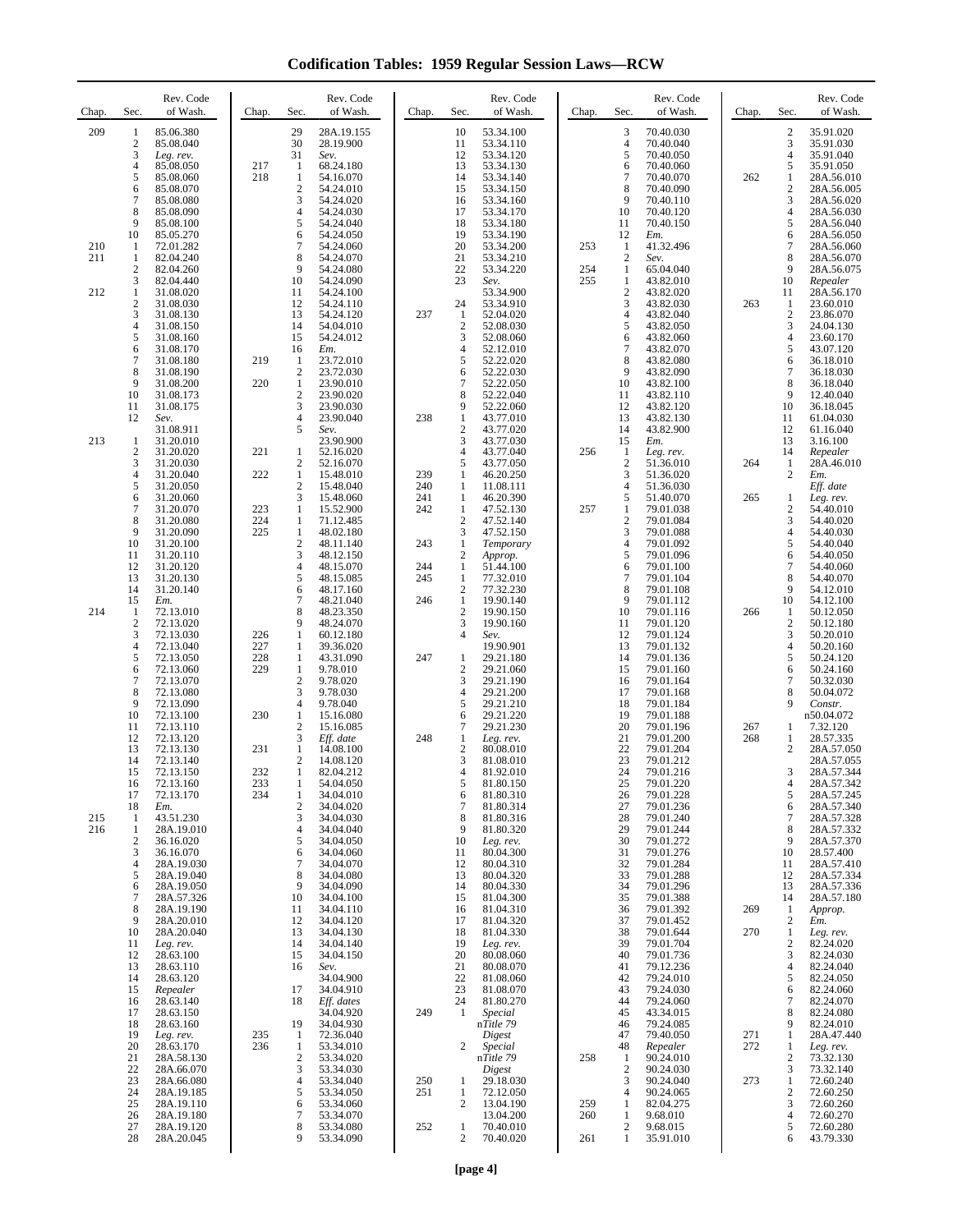# Codification Tables: 1959 Regular Session Laws—RCW

| Chap. | Sec. | Rev. Code of Wash. |
|---|---|---|
| 209 | 1 | 85.06.380 |
| | 2 | 85.08.040 |
| | 3 | *Leg. rev.* |
| | 4 | 85.08.050 |
| | 5 | 85.08.060 |
| | 6 | 85.08.070 |
| | 7 | 85.08.080 |
| | 8 | 85.08.090 |
| | 9 | 85.08.100 |
| | 10 | 85.05.270 |
| 210 | 1 | 72.01.282 |
| 211 | 1 | 82.04.240 |
| | 2 | 82.04.260 |
| | 3 | 82.04.440 |
| 212 | 1 | 31.08.020 |
| | 2 | 31.08.030 |
| | 3 | 31.08.130 |
| | 4 | 31.08.150 |
| | 5 | 31.08.160 |
| | 6 | 31.08.170 |
| | 7 | 31.08.180 |
| | 8 | 31.08.190 |
| | 9 | 31.08.200 |
| | 10 | 31.08.173 |
| | 11 | 31.08.175 |
| | 12 | *Sev.* |
| | | 31.08.911 |
| 213 | 1 | 31.20.010 |
| | 2 | 31.20.020 |
| | 3 | 31.20.030 |
| | 4 | 31.20.040 |
| | 5 | 31.20.050 |
| | 6 | 31.20.060 |
| | 7 | 31.20.070 |
| | 8 | 31.20.080 |
| | 9 | 31.20.090 |
| | 10 | 31.20.100 |
| | 11 | 31.20.110 |
| | 12 | 31.20.120 |
| | 13 | 31.20.130 |
| | 14 | 31.20.140 |
| | 15 | *Em.* |
| 214 | 1 | 72.13.010 |
| | 2 | 72.13.020 |
| | 3 | 72.13.030 |
| | 4 | 72.13.040 |
| | 5 | 72.13.050 |
| | 6 | 72.13.060 |
| | 7 | 72.13.070 |
| | 8 | 72.13.080 |
| | 9 | 72.13.090 |
| | 10 | 72.13.100 |
| | 11 | 72.13.110 |
| | 12 | 72.13.120 |
| | 13 | 72.13.130 |
| | 14 | 72.13.140 |
| | 15 | 72.13.150 |
| | 16 | 72.13.160 |
| | 17 | 72.13.170 |
| | 18 | *Em.* |
| 215 | 1 | 43.51.230 |
| 216 | 1 | 28A.19.010 |
| | 2 | 36.16.020 |
| | 3 | 36.16.070 |
| | 4 | 28A.19.030 |
| | 5 | 28A.19.040 |
| | 6 | 28A.19.050 |
| | 7 | 28A.57.326 |
| | 8 | 28A.19.190 |
| | 9 | 28A.20.010 |
| | 10 | 28A.20.040 |
| | 11 | *Leg. rev.* |
| | 12 | 28.63.100 |
| | 13 | 28.63.110 |
| | 14 | 28.63.120 |
| | 15 | *Repealer* |
| | 16 | 28.63.140 |
| | 17 | 28.63.150 |
| | 18 | 28.63.160 |
| | 19 | *Leg. rev.* |
| | 20 | 28.63.170 |
| | 21 | 28A.58.130 |
| | 22 | 28A.66.070 |
| | 23 | 28A.66.080 |
| | 24 | 28A.19.185 |
| | 25 | 28A.19.110 |
| | 26 | 28A.19.180 |
| | 27 | 28A.19.120 |
| | 28 | 28A.20.045 |
| | 29 | 28A.19.155 |
| | 30 | 28.19.900 |
| | 31 | *Sev.* |
| 217 | 1 | 68.24.180 |
| 218 | 1 | 54.16.070 |
| | 2 | 54.24.010 |
| | 3 | 54.24.020 |
| | 4 | 54.24.030 |
| | 5 | 54.24.040 |
| | 6 | 54.24.050 |
| | 7 | 54.24.060 |
| | 8 | 54.24.070 |
| | 9 | 54.24.080 |
| | 10 | 54.24.090 |
| | 11 | 54.24.100 |
| | 12 | 54.24.110 |
| | 13 | 54.24.120 |
| | 14 | 54.04.010 |
| | 15 | 54.24.012 |
| | 16 | *Em.* |
| 219 | 1 | 23.72.010 |
| | 2 | 23.72.030 |
| 220 | 1 | 23.90.010 |
| | 2 | 23.90.020 |
| | 3 | 23.90.030 |
| | 4 | 23.90.040 |
| | 5 | *Sev.* |
| | | 23.90.900 |
| 221 | 1 | 52.16.020 |
| | 2 | 52.16.070 |
| 222 | 1 | 15.48.010 |
| | 2 | 15.48.040 |
| | 3 | 15.48.060 |
| 223 | 1 | 15.52.900 |
| 224 | 1 | 71.12.485 |
| 225 | 1 | 48.02.180 |
| | 2 | 48.11.140 |
| | 3 | 48.12.150 |
| | 4 | 48.15.070 |
| | 5 | 48.15.085 |
| | 6 | 48.17.160 |
| | 7 | 48.21.040 |
| | 8 | 48.23.350 |
| | 9 | 48.24.070 |
| 226 | 1 | 60.12.180 |
| 227 | 1 | 39.36.020 |
| 228 | 1 | 43.31.090 |
| 229 | 1 | 9.78.010 |
| | 2 | 9.78.020 |
| | 3 | 9.78.030 |
| | 4 | 9.78.040 |
| 230 | 1 | 15.16.080 |
| | 2 | 15.16.085 |
| | 3 | *Eff. date* |
| 231 | 1 | 14.08.100 |
| | 2 | 14.08.120 |
| 232 | 1 | 82.04.212 |
| 233 | 1 | 54.04.050 |
| 234 | 1 | 34.04.010 |
| | 2 | 34.04.020 |
| | 3 | 34.04.030 |
| | 4 | 34.04.040 |
| | 5 | 34.04.050 |
| | 6 | 34.04.060 |
| | 7 | 34.04.070 |
| | 8 | 34.04.080 |
| | 9 | 34.04.090 |
| | 10 | 34.04.100 |
| | 11 | 34.04.110 |
| | 12 | 34.04.120 |
| | 13 | 34.04.130 |
| | 14 | 34.04.140 |
| | 15 | 34.04.150 |
| | 16 | *Sev.* |
| | | 34.04.900 |
| | 17 | 34.04.910 |
| | 18 | *Eff. dates* |
| | | 34.04.920 |
| | 19 | 34.04.930 |
| 235 | 1 | 72.36.040 |
| 236 | 1 | 53.34.010 |
| | 2 | 53.34.020 |
| | 3 | 53.34.030 |
| | 4 | 53.34.040 |
| | 5 | 53.34.050 |
| | 6 | 53.34.060 |
| | 7 | 53.34.070 |
| | 8 | 53.34.080 |
| | 9 | 53.34.090 |
| | 10 | 53.34.100 |
| | 11 | 53.34.110 |
| | 12 | 53.34.120 |
| | 13 | 53.34.130 |
| | 14 | 53.34.140 |
| | 15 | 53.34.150 |
| | 16 | 53.34.160 |
| | 17 | 53.34.170 |
| | 18 | 53.34.180 |
| | 19 | 53.34.190 |
| | 20 | 53.34.200 |
| | 21 | 53.34.210 |
| | 22 | 53.34.220 |
| | 23 | *Sev.* |
| | | 53.34.900 |
| | 24 | 53.34.910 |
| 237 | 1 | 52.04.020 |
| | 2 | 52.08.030 |
| | 3 | 52.08.060 |
| | 4 | 52.12.010 |
| | 5 | 52.22.020 |
| | 6 | 52.22.030 |
| | 7 | 52.22.050 |
| | 8 | 52.22.040 |
| | 9 | 52.22.060 |
| 238 | 1 | 43.77.010 |
| | 2 | 43.77.020 |
| | 3 | 43.77.030 |
| | 4 | 43.77.040 |
| | 5 | 43.77.050 |
| 239 | 1 | 46.20.250 |
| 240 | 1 | 11.08.111 |
| 241 | 1 | 46.20.390 |
| 242 | 1 | 47.52.130 |
| | 2 | 47.52.140 |
| | 3 | 47.52.150 |
| 243 | 1 | *Temporary* |
| | 2 | *Approp.* |
| 244 | 1 | 51.44.100 |
| 245 | 1 | 77.32.010 |
| | 2 | 77.32.230 |
| 246 | 1 | 19.90.140 |
| | 2 | 19.90.150 |
| | 3 | 19.90.160 |
| | 4 | *Sev.* |
| | | 19.90.901 |
| 247 | 1 | 29.21.180 |
| | 2 | 29.21.060 |
| | 3 | 29.21.190 |
| | 4 | 29.21.200 |
| | 5 | 29.21.210 |
| | 6 | 29.21.220 |
| | 7 | 29.21.230 |
| 248 | 1 | *Leg. rev.* |
| | 2 | 80.08.010 |
| | 3 | 81.08.010 |
| | 4 | 81.92.010 |
| | 5 | 81.80.150 |
| | 6 | 81.80.310 |
| | 7 | 81.80.314 |
| | 8 | 81.80.316 |
| | 9 | 81.80.320 |
| | 10 | *Leg. rev.* |
| | 11 | 80.04.300 |
| | 12 | 80.04.310 |
| | 13 | 80.04.320 |
| | 14 | 80.04.330 |
| | 15 | 81.04.300 |
| | 16 | 81.04.310 |
| | 17 | 81.04.320 |
| | 18 | 81.04.330 |
| | 19 | *Leg. rev.* |
| | 20 | 80.08.060 |
| | 21 | 80.08.070 |
| | 22 | 81.08.060 |
| | 23 | 81.08.070 |
| | 24 | 81.80.270 |
| 249 | 1 | *Special* |
| | | n*Title 79* |
| | | *Digest* |
| | 2 | *Special* |
| | | n*Title 79* |
| | | *Digest* |
| 250 | 1 | 29.18.030 |
| 251 | 1 | 72.12.050 |
| | 2 | 13.04.190 |
| | | 13.04.200 |
| 252 | 1 | 70.40.010 |
| | 2 | 70.40.020 |
| | 3 | 70.40.030 |
| | 4 | 70.40.040 |
| | 5 | 70.40.050 |
| | 6 | 70.40.060 |
| | 7 | 70.40.070 |
| | 8 | 70.40.090 |
| | 9 | 70.40.110 |
| | 10 | 70.40.120 |
| | 11 | 70.40.150 |
| | 12 | *Em.* |
| 253 | 1 | 41.32.496 |
| | 2 | *Sev.* |
| 254 | 1 | 65.04.040 |
| 255 | 1 | 43.82.010 |
| | 2 | 43.82.020 |
| | 3 | 43.82.030 |
| | 4 | 43.82.040 |
| | 5 | 43.82.050 |
| | 6 | 43.82.060 |
| | 7 | 43.82.070 |
| | 8 | 43.82.080 |
| | 9 | 43.82.090 |
| | 10 | 43.82.100 |
| | 11 | 43.82.110 |
| | 12 | 43.82.120 |
| | 13 | 43.82.130 |
| | 14 | 43.82.900 |
| | 15 | *Em.* |
| 256 | 1 | *Leg. rev.* |
| | 2 | 51.36.010 |
| | 3 | 51.36.020 |
| | 4 | 51.36.030 |
| | 5 | 51.40.070 |
| 257 | 1 | 79.01.038 |
| | 2 | 79.01.084 |
| | 3 | 79.01.088 |
| | 4 | 79.01.092 |
| | 5 | 79.01.096 |
| | 6 | 79.01.100 |
| | 7 | 79.01.104 |
| | 8 | 79.01.108 |
| | 9 | 79.01.112 |
| | 10 | 79.01.116 |
| | 11 | 79.01.120 |
| | 12 | 79.01.124 |
| | 13 | 79.01.132 |
| | 14 | 79.01.136 |
| | 15 | 79.01.160 |
| | 16 | 79.01.164 |
| | 17 | 79.01.168 |
| | 18 | 79.01.184 |
| | 19 | 79.01.188 |
| | 20 | 79.01.196 |
| | 21 | 79.01.200 |
| | 22 | 79.01.204 |
| | 23 | 79.01.212 |
| | 24 | 79.01.216 |
| | 25 | 79.01.220 |
| | 26 | 79.01.228 |
| | 27 | 79.01.236 |
| | 28 | 79.01.240 |
| | 29 | 79.01.244 |
| | 30 | 79.01.272 |
| | 31 | 79.01.276 |
| | 32 | 79.01.284 |
| | 33 | 79.01.288 |
| | 34 | 79.01.296 |
| | 35 | 79.01.388 |
| | 36 | 79.01.392 |
| | 37 | 79.01.452 |
| | 38 | 79.01.644 |
| | 39 | 79.01.704 |
| | 40 | 79.01.736 |
| | 41 | 79.12.236 |
| | 42 | 79.24.010 |
| | 43 | 79.24.030 |
| | 44 | 79.24.060 |
| | 45 | 43.34.015 |
| | 46 | 79.24.085 |
| | 47 | 79.40.050 |
| | 48 | *Repealer* |
| 258 | 1 | 90.24.010 |
| | 2 | 90.24.030 |
| | 3 | 90.24.040 |
| | 4 | 90.24.065 |
| 259 | 1 | 82.04.275 |
| 260 | 1 | 9.68.010 |
| | 2 | 9.68.015 |
| 261 | 1 | 35.91.010 |
| | 2 | 35.91.020 |
| | 3 | 35.91.030 |
| | 4 | 35.91.040 |
| | 5 | 35.91.050 |
| 262 | 1 | 28A.56.010 |
| | 2 | 28A.56.005 |
| | 3 | 28A.56.020 |
| | 4 | 28A.56.030 |
| | 5 | 28A.56.040 |
| | 6 | 28A.56.050 |
| | 7 | 28A.56.060 |
| | 8 | 28A.56.070 |
| | 9 | 28A.56.075 |
| | 10 | *Repealer* |
| | 11 | 28A.56.170 |
| 263 | 1 | 23.60.010 |
| | 2 | 23.86.070 |
| | 3 | 24.04.130 |
| | 4 | 23.60.170 |
| | 5 | 43.07.120 |
| | 6 | 36.18.010 |
| | 7 | 36.18.030 |
| | 8 | 36.18.040 |
| | 9 | 12.40.040 |
| | 10 | 36.18.045 |
| | 11 | 61.04.030 |
| | 12 | 61.16.040 |
| | 13 | 3.16.100 |
| | 14 | *Repealer* |
| 264 | 1 | 28A.46.010 |
| | 2 | *Em.* |
| | | *Eff. date* |
| 265 | 1 | *Leg. rev.* |
| | 2 | 54.40.010 |
| | 3 | 54.40.020 |
| | 4 | 54.40.030 |
| | 5 | 54.40.040 |
| | 6 | 54.40.050 |
| | 7 | 54.40.060 |
| | 8 | 54.40.070 |
| | 9 | 54.12.010 |
| | 10 | 54.12.100 |
| 266 | 1 | 50.12.050 |
| | 2 | 50.12.180 |
| | 3 | 50.20.010 |
| | 4 | 50.20.160 |
| | 5 | 50.24.120 |
| | 6 | 50.24.160 |
| | 7 | 50.32.030 |
| | 8 | 50.04.072 |
| | 9 | *Constr.* |
| | | n50.04.072 |
| 267 | 1 | 7.32.120 |
| 268 | 1 | 28.57.335 |
| | 2 | 28A.57.050 |
| | | 28A.57.055 |
| | 3 | 28A.57.344 |
| | 4 | 28A.57.342 |
| | 5 | 28A.57.245 |
| | 6 | 28A.57.340 |
| | 7 | 28A.57.328 |
| | 8 | 28A.57.332 |
| | 9 | 28A.57.370 |
| | 10 | 28.57.400 |
| | 11 | 28A.57.410 |
| | 12 | 28A.57.334 |
| | 13 | 28A.57.336 |
| | 14 | 28A.57.180 |
| 269 | 1 | *Approp.* |
| | 2 | *Em.* |
| 270 | 1 | *Leg. rev.* |
| | 2 | 82.24.020 |
| | 3 | 82.24.030 |
| | 4 | 82.24.040 |
| | 5 | 82.24.050 |
| | 6 | 82.24.060 |
| | 7 | 82.24.070 |
| | 8 | 82.24.080 |
| | 9 | 82.24.010 |
| 271 | 1 | 28A.47.440 |
| 272 | 1 | *Leg. rev.* |
| | 2 | 73.32.130 |
| | 3 | 73.32.140 |
| 273 | 1 | 72.60.240 |
| | 2 | 72.60.250 |
| | 3 | 72.60.260 |
| | 4 | 72.60.270 |
| | 5 | 72.60.280 |
| | 6 | 43.79.330 |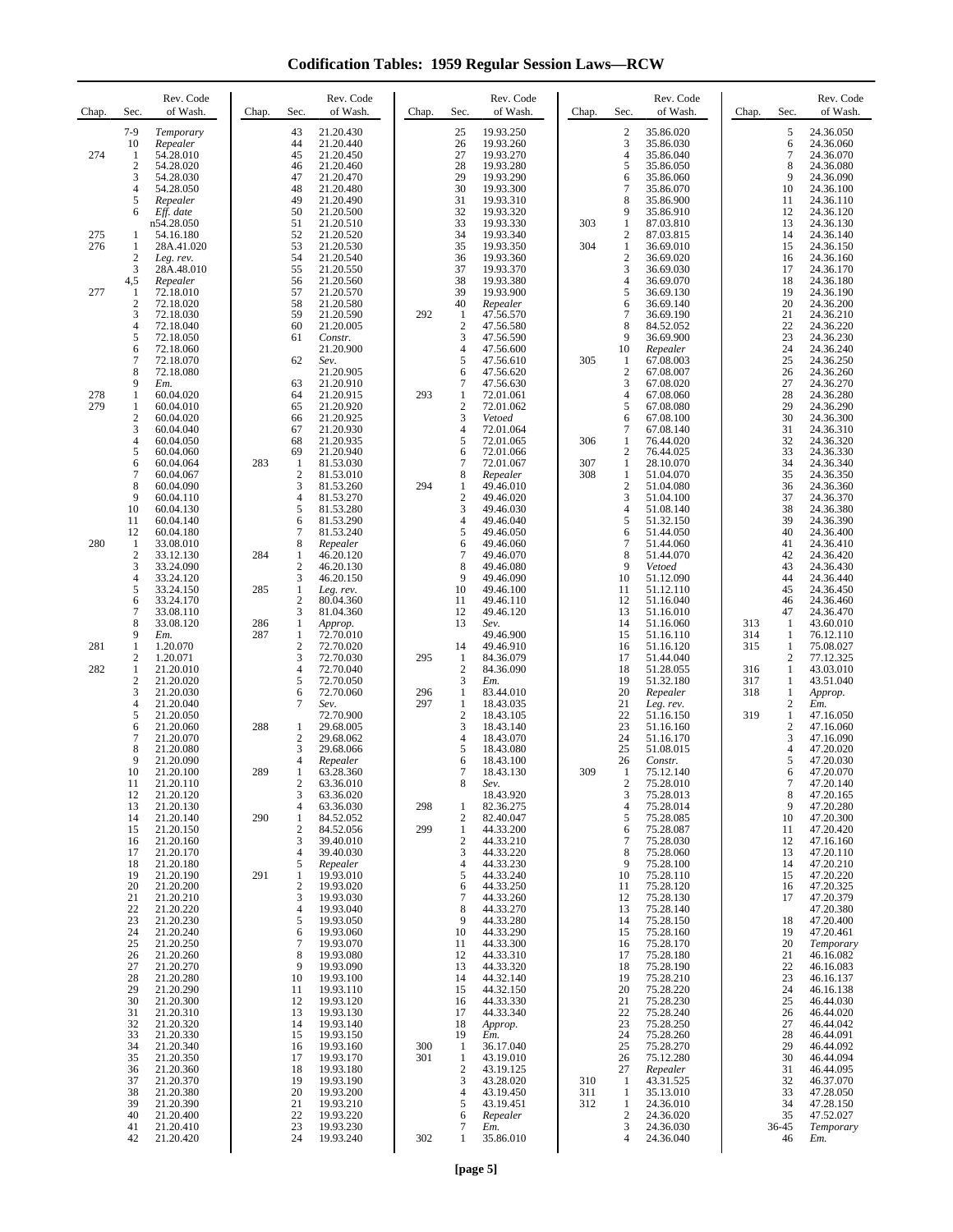# Codification Tables: 1959 Regular Session Laws—RCW

| Chap. | Sec. | Rev. Code of Wash. |
|---|---|---|
| | 7-9 | *Temporary* |
| | 10 | *Repealer* |
| 274 | 1 | 54.28.010 |
| | 2 | 54.28.020 |
| | 3 | 54.28.030 |
| | 4 | 54.28.050 |
| | 5 | *Repealer* |
| | 6 | *Eff. date* n54.28.050 |
| 275 | 1 | 54.16.180 |
| 276 | 1 | 28A.41.020 |
| | 2 | *Leg. rev.* |
| | 3 | 28A.48.010 |
| | 4,5 | *Repealer* |
| 277 | 1 | 72.18.010 |
| | 2 | 72.18.020 |
| | 3 | 72.18.030 |
| | 4 | 72.18.040 |
| | 5 | 72.18.050 |
| | 6 | 72.18.060 |
| | 7 | 72.18.070 |
| | 8 | 72.18.080 |
| | 9 | *Em.* |
| 278 | 1 | 60.04.020 |
| 279 | 1 | 60.04.010 |
| | 2 | 60.04.020 |
| | 3 | 60.04.040 |
| | 4 | 60.04.050 |
| | 5 | 60.04.060 |
| | 6 | 60.04.064 |
| | 7 | 60.04.067 |
| | 8 | 60.04.090 |
| | 9 | 60.04.110 |
| | 10 | 60.04.130 |
| | 11 | 60.04.140 |
| | 12 | 60.04.180 |
| 280 | 1 | 33.08.010 |
| | 2 | 33.12.130 |
| | 3 | 33.24.090 |
| | 4 | 33.24.120 |
| | 5 | 33.24.150 |
| | 6 | 33.24.170 |
| | 7 | 33.08.110 |
| | 8 | 33.08.120 |
| | 9 | *Em.* |
| 281 | 1 | 1.20.070 |
| | 2 | 1.20.071 |
| 282 | 1 | 21.20.010 |
| | 2 | 21.20.020 |
| | 3 | 21.20.030 |
| | 4 | 21.20.040 |
| | 5 | 21.20.050 |
| | 6 | 21.20.060 |
| | 7 | 21.20.070 |
| | 8 | 21.20.080 |
| | 9 | 21.20.090 |
| | 10 | 21.20.100 |
| | 11 | 21.20.110 |
| | 12 | 21.20.120 |
| | 13 | 21.20.130 |
| | 14 | 21.20.140 |
| | 15 | 21.20.150 |
| | 16 | 21.20.160 |
| | 17 | 21.20.170 |
| | 18 | 21.20.180 |
| | 19 | 21.20.190 |
| | 20 | 21.20.200 |
| | 21 | 21.20.210 |
| | 22 | 21.20.220 |
| | 23 | 21.20.230 |
| | 24 | 21.20.240 |
| | 25 | 21.20.250 |
| | 26 | 21.20.260 |
| | 27 | 21.20.270 |
| | 28 | 21.20.280 |
| | 29 | 21.20.290 |
| | 30 | 21.20.300 |
| | 31 | 21.20.310 |
| | 32 | 21.20.320 |
| | 33 | 21.20.330 |
| | 34 | 21.20.340 |
| | 35 | 21.20.350 |
| | 36 | 21.20.360 |
| | 37 | 21.20.370 |
| | 38 | 21.20.380 |
| | 39 | 21.20.390 |
| | 40 | 21.20.400 |
| | 41 | 21.20.410 |
| | 42 | 21.20.420 |
| | 43 | 21.20.430 |
| | 44 | 21.20.440 |
| | 45 | 21.20.450 |
| | 46 | 21.20.460 |
| | 47 | 21.20.470 |
| | 48 | 21.20.480 |
| | 49 | 21.20.490 |
| | 50 | 21.20.500 |
| | 51 | 21.20.510 |
| | 52 | 21.20.520 |
| | 53 | 21.20.530 |
| | 54 | 21.20.540 |
| | 55 | 21.20.550 |
| | 56 | 21.20.560 |
| | 57 | 21.20.570 |
| | 58 | 21.20.580 |
| | 59 | 21.20.590 |
| | 60 | 21.20.005 |
| | 61 | *Constr.* 21.20.900 |
| | 62 | *Sev.* 21.20.905 |
| | 63 | 21.20.910 |
| | 64 | 21.20.915 |
| | 65 | 21.20.920 |
| | 66 | 21.20.925 |
| | 67 | 21.20.930 |
| | 68 | 21.20.935 |
| | 69 | 21.20.940 |
| 283 | 1 | 81.53.030 |
| | 2 | 81.53.010 |
| | 3 | 81.53.260 |
| | 4 | 81.53.270 |
| | 5 | 81.53.280 |
| | 6 | 81.53.290 |
| | 7 | 81.53.240 |
| | 8 | *Repealer* |
| 284 | 1 | 46.20.120 |
| | 2 | 46.20.130 |
| | 3 | 46.20.150 |
| 285 | 1 | *Leg. rev.* |
| | 2 | 80.04.360 |
| | 3 | 81.04.360 |
| 286 | 1 | *Approp.* |
| 287 | 1 | 72.70.010 |
| | 2 | 72.70.020 |
| | 3 | 72.70.030 |
| | 4 | 72.70.040 |
| | 5 | 72.70.050 |
| | 6 | 72.70.060 |
| | 7 | *Sev.* 72.70.900 |
| 288 | 1 | 29.68.005 |
| | 2 | 29.68.062 |
| | 3 | 29.68.066 |
| | 4 | *Repealer* |
| 289 | 1 | 63.28.360 |
| | 2 | 63.36.010 |
| | 3 | 63.36.020 |
| | 4 | 63.36.030 |
| 290 | 1 | 84.52.052 |
| | 2 | 84.52.056 |
| | 3 | 39.40.010 |
| | 4 | 39.40.030 |
| | 5 | *Repealer* |
| 291 | 1 | 19.93.010 |
| | 2 | 19.93.020 |
| | 3 | 19.93.030 |
| | 4 | 19.93.040 |
| | 5 | 19.93.050 |
| | 6 | 19.93.060 |
| | 7 | 19.93.070 |
| | 8 | 19.93.080 |
| | 9 | 19.93.090 |
| | 10 | 19.93.100 |
| | 11 | 19.93.110 |
| | 12 | 19.93.120 |
| | 13 | 19.93.130 |
| | 14 | 19.93.140 |
| | 15 | 19.93.150 |
| | 16 | 19.93.160 |
| | 17 | 19.93.170 |
| | 18 | 19.93.180 |
| | 19 | 19.93.190 |
| | 20 | 19.93.200 |
| | 21 | 19.93.210 |
| | 22 | 19.93.220 |
| | 23 | 19.93.230 |
| | 24 | 19.93.240 |
| | 25 | 19.93.250 |
| | 26 | 19.93.260 |
| | 27 | 19.93.270 |
| | 28 | 19.93.280 |
| | 29 | 19.93.290 |
| | 30 | 19.93.300 |
| | 31 | 19.93.310 |
| | 32 | 19.93.320 |
| | 33 | 19.93.330 |
| | 34 | 19.93.340 |
| | 35 | 19.93.350 |
| | 36 | 19.93.360 |
| | 37 | 19.93.370 |
| | 38 | 19.93.380 |
| | 39 | 19.93.900 |
| | 40 | *Repealer* |
| 292 | 1 | 47.56.570 |
| | 2 | 47.56.580 |
| | 3 | 47.56.590 |
| | 4 | 47.56.600 |
| | 5 | 47.56.610 |
| | 6 | 47.56.620 |
| | 7 | 47.56.630 |
| 293 | 1 | 72.01.061 |
| | 2 | 72.01.062 |
| | 3 | *Vetoed* |
| | 4 | 72.01.064 |
| | 5 | 72.01.065 |
| | 6 | 72.01.066 |
| | 7 | 72.01.067 |
| | 8 | *Repealer* |
| 294 | 1 | 49.46.010 |
| | 2 | 49.46.020 |
| | 3 | 49.46.030 |
| | 4 | 49.46.040 |
| | 5 | 49.46.050 |
| | 6 | 49.46.060 |
| | 7 | 49.46.070 |
| | 8 | 49.46.080 |
| | 9 | 49.46.090 |
| | 10 | 49.46.100 |
| | 11 | 49.46.110 |
| | 12 | 49.46.120 |
| | 13 | *Sev.* 49.46.900 |
| | 14 | 49.46.910 |
| 295 | 1 | 84.36.079 |
| | 2 | 84.36.090 |
| | 3 | *Em.* |
| 296 | 1 | 83.44.010 |
| 297 | 1 | 18.43.035 |
| | 2 | 18.43.105 |
| | 3 | 18.43.140 |
| | 4 | 18.43.070 |
| | 5 | 18.43.080 |
| | 6 | 18.43.100 |
| | 7 | 18.43.130 |
| | 8 | *Sev.* 18.43.920 |
| 298 | 1 | 82.36.275 |
| | 2 | 82.40.047 |
| 299 | 1 | 44.33.200 |
| | 2 | 44.33.210 |
| | 3 | 44.33.220 |
| | 4 | 44.33.230 |
| | 5 | 44.33.240 |
| | 6 | 44.33.250 |
| | 7 | 44.33.260 |
| | 8 | 44.33.270 |
| | 9 | 44.33.280 |
| | 10 | 44.33.290 |
| | 11 | 44.33.300 |
| | 12 | 44.33.310 |
| | 13 | 44.33.320 |
| | 14 | 44.32.140 |
| | 15 | 44.32.150 |
| | 16 | 44.33.330 |
| | 17 | 44.33.340 |
| | 18 | *Approp.* |
| | 19 | *Em.* |
| 300 | 1 | 36.17.040 |
| 301 | 1 | 43.19.010 |
| | 2 | 43.19.125 |
| | 3 | 43.28.020 |
| | 4 | 43.19.450 |
| | 5 | 43.19.451 |
| | 6 | *Repealer* |
| | 7 | *Em.* |
| 302 | 1 | 35.86.010 |
| | 2 | 35.86.020 |
| | 3 | 35.86.030 |
| | 4 | 35.86.040 |
| | 5 | 35.86.050 |
| | 6 | 35.86.060 |
| | 7 | 35.86.070 |
| | 8 | 35.86.900 |
| | 9 | 35.86.910 |
| 303 | 1 | 87.03.810 |
| | 2 | 87.03.815 |
| 304 | 1 | 36.69.010 |
| | 2 | 36.69.020 |
| | 3 | 36.69.030 |
| | 4 | 36.69.070 |
| | 5 | 36.69.130 |
| | 6 | 36.69.140 |
| | 7 | 36.69.190 |
| | 8 | 84.52.052 |
| | 9 | 36.69.900 |
| | 10 | *Repealer* |
| 305 | 1 | 67.08.003 |
| | 2 | 67.08.007 |
| | 3 | 67.08.020 |
| | 4 | 67.08.060 |
| | 5 | 67.08.080 |
| | 6 | 67.08.100 |
| | 7 | 67.08.140 |
| 306 | 1 | 76.44.020 |
| | 2 | 76.44.025 |
| 307 | 1 | 28.10.070 |
| 308 | 1 | 51.04.070 |
| | 2 | 51.04.080 |
| | 3 | 51.04.100 |
| | 4 | 51.08.140 |
| | 5 | 51.32.150 |
| | 6 | 51.44.050 |
| | 7 | 51.44.060 |
| | 8 | 51.44.070 |
| | 9 | *Vetoed* |
| | 10 | 51.12.090 |
| | 11 | 51.12.110 |
| | 12 | 51.16.040 |
| | 13 | 51.16.010 |
| | 14 | 51.16.060 |
| | 15 | 51.16.110 |
| | 16 | 51.16.120 |
| | 17 | 51.44.040 |
| | 18 | 51.28.055 |
| | 19 | 51.32.180 |
| | 20 | *Repealer* |
| | 21 | *Leg. rev.* |
| | 22 | 51.16.150 |
| | 23 | 51.16.160 |
| | 24 | 51.16.170 |
| | 25 | 51.08.015 |
| | 26 | *Constr.* |
| 309 | 1 | 75.12.140 |
| | 2 | 75.28.010 |
| | 3 | 75.28.013 |
| | 4 | 75.28.014 |
| | 5 | 75.28.085 |
| | 6 | 75.28.087 |
| | 7 | 75.28.030 |
| | 8 | 75.28.060 |
| | 9 | 75.28.100 |
| | 10 | 75.28.110 |
| | 11 | 75.28.120 |
| | 12 | 75.28.130 |
| | 13 | 75.28.140 |
| | 14 | 75.28.150 |
| | 15 | 75.28.160 |
| | 16 | 75.28.170 |
| | 17 | 75.28.180 |
| | 18 | 75.28.190 |
| | 19 | 75.28.210 |
| | 20 | 75.28.220 |
| | 21 | 75.28.230 |
| | 22 | 75.28.240 |
| | 23 | 75.28.250 |
| | 24 | 75.28.260 |
| | 25 | 75.28.270 |
| | 26 | 75.12.280 |
| | 27 | *Repealer* |
| 310 | 1 | 43.31.525 |
| 311 | 1 | 35.13.010 |
| 312 | 1 | 24.36.010 |
| | 2 | 24.36.020 |
| | 3 | 24.36.030 |
| | 4 | 24.36.040 |
| | 5 | 24.36.050 |
| | 6 | 24.36.060 |
| | 7 | 24.36.070 |
| | 8 | 24.36.080 |
| | 9 | 24.36.090 |
| | 10 | 24.36.100 |
| | 11 | 24.36.110 |
| | 12 | 24.36.120 |
| | 13 | 24.36.130 |
| | 14 | 24.36.140 |
| | 15 | 24.36.150 |
| | 16 | 24.36.160 |
| | 17 | 24.36.170 |
| | 18 | 24.36.180 |
| | 19 | 24.36.190 |
| | 20 | 24.36.200 |
| | 21 | 24.36.210 |
| | 22 | 24.36.220 |
| | 23 | 24.36.230 |
| | 24 | 24.36.240 |
| | 25 | 24.36.250 |
| | 26 | 24.36.260 |
| | 27 | 24.36.270 |
| | 28 | 24.36.280 |
| | 29 | 24.36.290 |
| | 30 | 24.36.300 |
| | 31 | 24.36.310 |
| | 32 | 24.36.320 |
| | 33 | 24.36.330 |
| | 34 | 24.36.340 |
| | 35 | 24.36.350 |
| | 36 | 24.36.360 |
| | 37 | 24.36.370 |
| | 38 | 24.36.380 |
| | 39 | 24.36.390 |
| | 40 | 24.36.400 |
| | 41 | 24.36.410 |
| | 42 | 24.36.420 |
| | 43 | 24.36.430 |
| | 44 | 24.36.440 |
| | 45 | 24.36.450 |
| | 46 | 24.36.460 |
| | 47 | 24.36.470 |
| 313 | 1 | 43.60.010 |
| 314 | 1 | 76.12.110 |
| 315 | 1 | 75.08.027 |
| | 2 | 77.12.325 |
| 316 | 1 | 43.03.010 |
| 317 | 1 | 43.51.040 |
| 318 | 1 | *Approp.* |
| | 2 | *Em.* |
| 319 | 1 | 47.16.050 |
| | 2 | 47.16.060 |
| | 3 | 47.16.090 |
| | 4 | 47.20.020 |
| | 5 | 47.20.030 |
| | 6 | 47.20.070 |
| | 7 | 47.20.140 |
| | 8 | 47.20.165 |
| | 9 | 47.20.280 |
| | 10 | 47.20.300 |
| | 11 | 47.20.420 |
| | 12 | 47.16.160 |
| | 13 | 47.20.110 |
| | 14 | 47.20.210 |
| | 15 | 47.20.220 |
| | 16 | 47.20.325 |
| | 17 | 47.20.379 47.20.380 |
| | 18 | 47.20.400 |
| | 19 | 47.20.461 |
| | 20 | *Temporary* |
| | 21 | 46.16.082 |
| | 22 | 46.16.083 |
| | 23 | 46.16.137 |
| | 24 | 46.16.138 |
| | 25 | 46.44.030 |
| | 26 | 46.44.020 |
| | 27 | 46.44.042 |
| | 28 | 46.44.091 |
| | 29 | 46.44.092 |
| | 30 | 46.44.094 |
| | 31 | 46.44.095 |
| | 32 | 46.37.070 |
| | 33 | 47.28.050 |
| | 34 | 47.28.150 |
| | 35 | 47.52.027 |
| | 36-45 | *Temporary* |
| | 46 | *Em.* |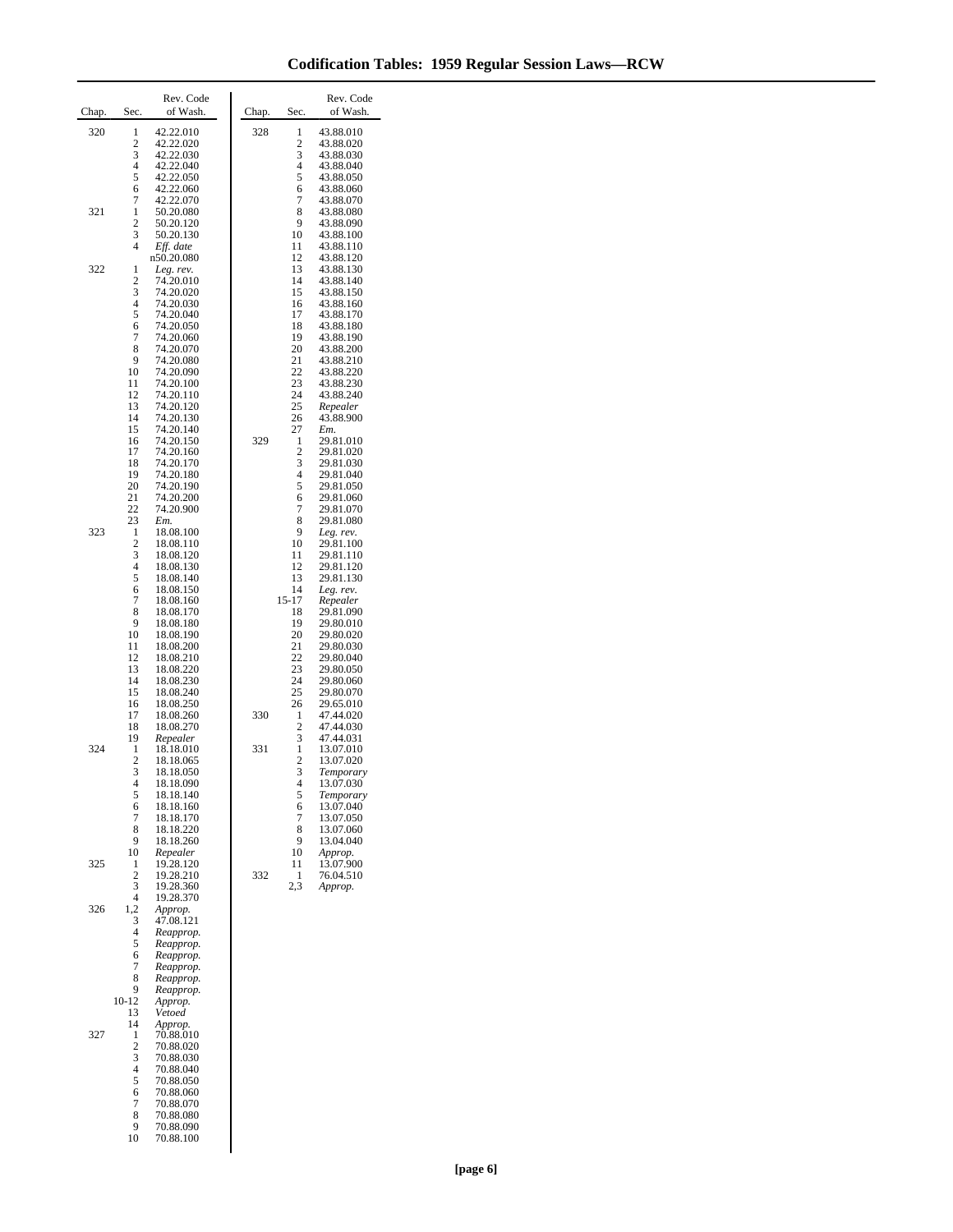# Codification Tables: 1959 Regular Session Laws—RCW

| Chap. | Sec. | Rev. Code of Wash. |
|---|---|---|
| 320 | 1 | 42.22.010 |
| | 2 | 42.22.020 |
| | 3 | 42.22.030 |
| | 4 | 42.22.040 |
| | 5 | 42.22.050 |
| | 6 | 42.22.060 |
| | 7 | 42.22.070 |
| 321 | 1 | 50.20.080 |
| | 2 | 50.20.120 |
| | 3 | 50.20.130 |
| | 4 | *Eff. date* n50.20.080 |
| 322 | 1 | *Leg. rev.* |
| | 2 | 74.20.010 |
| | 3 | 74.20.020 |
| | 4 | 74.20.030 |
| | 5 | 74.20.040 |
| | 6 | 74.20.050 |
| | 7 | 74.20.060 |
| | 8 | 74.20.070 |
| | 9 | 74.20.080 |
| | 10 | 74.20.090 |
| | 11 | 74.20.100 |
| | 12 | 74.20.110 |
| | 13 | 74.20.120 |
| | 14 | 74.20.130 |
| | 15 | 74.20.140 |
| | 16 | 74.20.150 |
| | 17 | 74.20.160 |
| | 18 | 74.20.170 |
| | 19 | 74.20.180 |
| | 20 | 74.20.190 |
| | 21 | 74.20.200 |
| | 22 | 74.20.900 |
| | 23 | *Em.* |
| 323 | 1 | 18.08.100 |
| | 2 | 18.08.110 |
| | 3 | 18.08.120 |
| | 4 | 18.08.130 |
| | 5 | 18.08.140 |
| | 6 | 18.08.150 |
| | 7 | 18.08.160 |
| | 8 | 18.08.170 |
| | 9 | 18.08.180 |
| | 10 | 18.08.190 |
| | 11 | 18.08.200 |
| | 12 | 18.08.210 |
| | 13 | 18.08.220 |
| | 14 | 18.08.230 |
| | 15 | 18.08.240 |
| | 16 | 18.08.250 |
| | 17 | 18.08.260 |
| | 18 | 18.08.270 |
| | 19 | *Repealer* |
| 324 | 1 | 18.18.010 |
| | 2 | 18.18.065 |
| | 3 | 18.18.050 |
| | 4 | 18.18.090 |
| | 5 | 18.18.140 |
| | 6 | 18.18.160 |
| | 7 | 18.18.170 |
| | 8 | 18.18.220 |
| | 9 | 18.18.260 |
| | 10 | *Repealer* |
| 325 | 1 | 19.28.120 |
| | 2 | 19.28.210 |
| | 3 | 19.28.360 |
| | 4 | 19.28.370 |
| 326 | 1,2 | *Approp.* |
| | 3 | 47.08.121 |
| | 4 | *Reapprop.* |
| | 5 | *Reapprop.* |
| | 6 | *Reapprop.* |
| | 7 | *Reapprop.* |
| | 8 | *Reapprop.* |
| | 9 | *Reapprop.* |
| | 10-12 | *Approp.* |
| | 13 | *Vetoed* |
| | 14 | *Approp.* |
| 327 | 1 | 70.88.010 |
| | 2 | 70.88.020 |
| | 3 | 70.88.030 |
| | 4 | 70.88.040 |
| | 5 | 70.88.050 |
| | 6 | 70.88.060 |
| | 7 | 70.88.070 |
| | 8 | 70.88.080 |
| | 9 | 70.88.090 |
| | 10 | 70.88.100 |
| 328 | 1 | 43.88.010 |
| | 2 | 43.88.020 |
| | 3 | 43.88.030 |
| | 4 | 43.88.040 |
| | 5 | 43.88.050 |
| | 6 | 43.88.060 |
| | 7 | 43.88.070 |
| | 8 | 43.88.080 |
| | 9 | 43.88.090 |
| | 10 | 43.88.100 |
| | 11 | 43.88.110 |
| | 12 | 43.88.120 |
| | 13 | 43.88.130 |
| | 14 | 43.88.140 |
| | 15 | 43.88.150 |
| | 16 | 43.88.160 |
| | 17 | 43.88.170 |
| | 18 | 43.88.180 |
| | 19 | 43.88.190 |
| | 20 | 43.88.200 |
| | 21 | 43.88.210 |
| | 22 | 43.88.220 |
| | 23 | 43.88.230 |
| | 24 | 43.88.240 |
| | 25 | *Repealer* |
| | 26 | 43.88.900 |
| | 27 | *Em.* |
| 329 | 1 | 29.81.010 |
| | 2 | 29.81.020 |
| | 3 | 29.81.030 |
| | 4 | 29.81.040 |
| | 5 | 29.81.050 |
| | 6 | 29.81.060 |
| | 7 | 29.81.070 |
| | 8 | 29.81.080 |
| | 9 | *Leg. rev.* |
| | 10 | 29.81.100 |
| | 11 | 29.81.110 |
| | 12 | 29.81.120 |
| | 13 | 29.81.130 |
| | 14 | *Leg. rev.* |
| | 15-17 | *Repealer* |
| | 18 | 29.81.090 |
| | 19 | 29.80.010 |
| | 20 | 29.80.020 |
| | 21 | 29.80.030 |
| | 22 | 29.80.040 |
| | 23 | 29.80.050 |
| | 24 | 29.80.060 |
| | 25 | 29.80.070 |
| | 26 | 29.65.010 |
| 330 | 1 | 47.44.020 |
| | 2 | 47.44.030 |
| | 3 | 47.44.031 |
| 331 | 1 | 13.07.010 |
| | 2 | 13.07.020 |
| | 3 | *Temporary* |
| | 4 | 13.07.030 |
| | 5 | *Temporary* |
| | 6 | 13.07.040 |
| | 7 | 13.07.050 |
| | 8 | 13.07.060 |
| | 9 | 13.04.040 |
| | 10 | *Approp.* |
| | 11 | 13.07.900 |
| 332 | 1 | 76.04.510 |
| | 2,3 | *Approp.* |